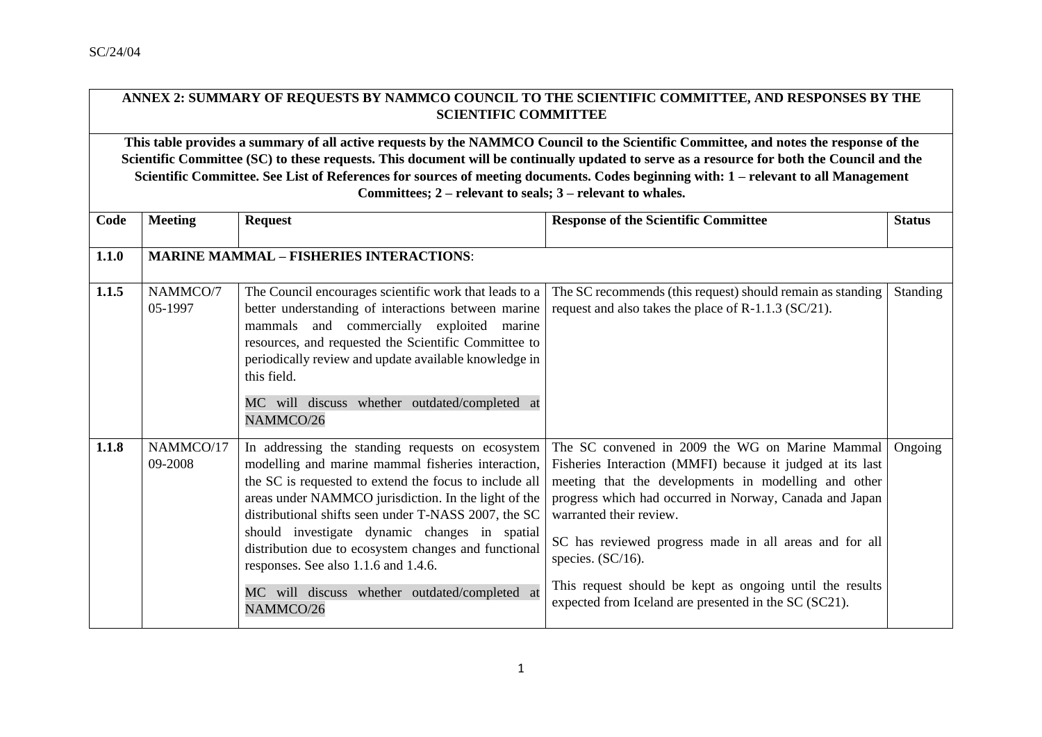SC/24/04

| **ANNEX 2: SUMMARY OF REQUESTS BY NAMMCO COUNCIL TO THE SCIENTIFIC COMMITTEE, AND RESPONSES BY THE SCIENTIFIC COMMITTEE** | | | | |
|---|---|---|---|---|
| **This table provides a summary of all active requests by the NAMMCO Council to the Scientific Committee, and notes the response of the Scientific Committee (SC) to these requests. This document will be continually updated to serve as a resource for both the Council and the Scientific Committee. See List of References for sources of meeting documents. Codes beginning with: 1 – relevant to all Management Committees; 2 – relevant to seals; 3 – relevant to whales.** | | | | |
| **Code** | **Meeting** | **Request** | **Response of the Scientific Committee** | **Status** |
| **1.1.0** | **MARINE MAMMAL – FISHERIES INTERACTIONS**: | | | |
| **1.1.5** | NAMMCO/7 05-1997 | The Council encourages scientific work that leads to a better understanding of interactions between marine mammals and commercially exploited marine resources, and requested the Scientific Committee to periodically review and update available knowledge in this field.<br><br>MC will discuss whether outdated/completed at NAMMCO/26 | The SC recommends (this request) should remain as standing request and also takes the place of R-1.1.3 (SC/21). | Standing |
| **1.1.8** | NAMMCO/17 09-2008 | In addressing the standing requests on ecosystem modelling and marine mammal fisheries interaction, the SC is requested to extend the focus to include all areas under NAMMCO jurisdiction. In the light of the distributional shifts seen under T-NASS 2007, the SC should investigate dynamic changes in spatial distribution due to ecosystem changes and functional responses. See also 1.1.6 and 1.4.6.<br><br>MC will discuss whether outdated/completed at NAMMCO/26 | The SC convened in 2009 the WG on Marine Mammal Fisheries Interaction (MMFI) because it judged at its last meeting that the developments in modelling and other progress which had occurred in Norway, Canada and Japan warranted their review.<br><br>SC has reviewed progress made in all areas and for all species. (SC/16).<br><br>This request should be kept as ongoing until the results expected from Iceland are presented in the SC (SC21). | Ongoing |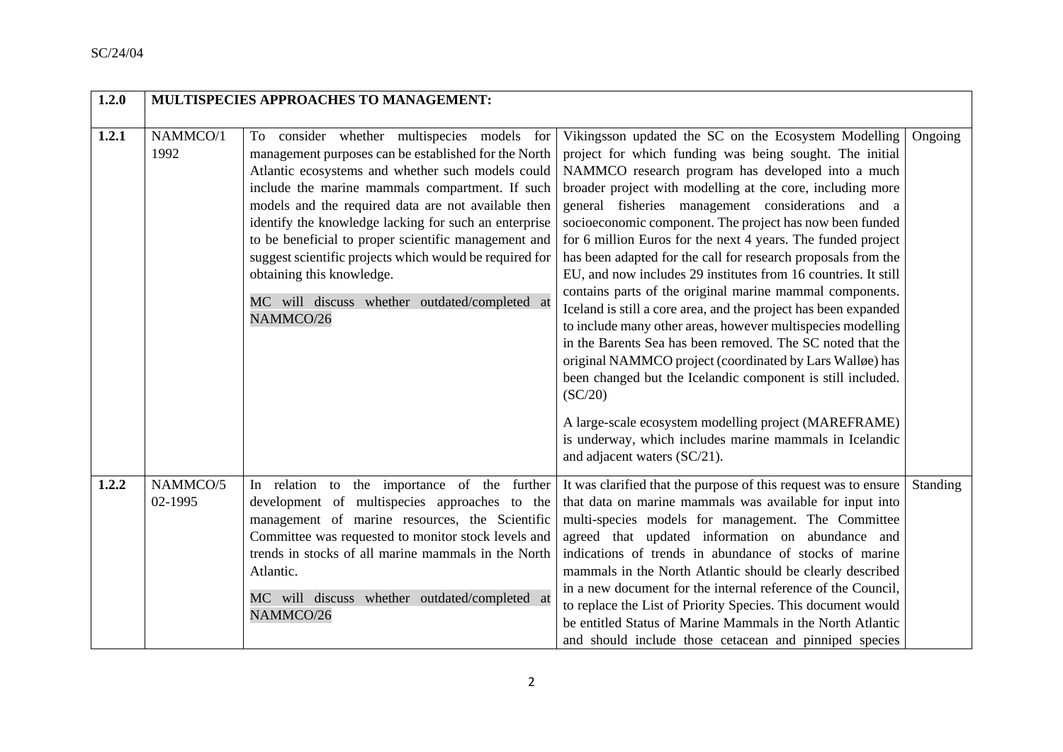| 1.2.0 | MULTISPECIES APPROACHES TO MANAGEMENT: | | | |
|---|---|---|---|---|
| **1.2.1** | NAMMCO/1 1992 | To consider whether multispecies models for management purposes can be established for the North Atlantic ecosystems and whether such models could include the marine mammals compartment. If such models and the required data are not available then identify the knowledge lacking for such an enterprise to be beneficial to proper scientific management and suggest scientific projects which would be required for obtaining this knowledge.<br><br>MC will discuss whether outdated/completed at NAMMCO/26 | Vikingsson updated the SC on the Ecosystem Modelling project for which funding was being sought. The initial NAMMCO research program has developed into a much broader project with modelling at the core, including more general fisheries management considerations and a socioeconomic component. The project has now been funded for 6 million Euros for the next 4 years. The funded project has been adapted for the call for research proposals from the EU, and now includes 29 institutes from 16 countries. It still contains parts of the original marine mammal components. Iceland is still a core area, and the project has been expanded to include many other areas, however multispecies modelling in the Barents Sea has been removed. The SC noted that the original NAMMCO project (coordinated by Lars Walløe) has been changed but the Icelandic component is still included. (SC/20)<br><br>A large-scale ecosystem modelling project (MAREFRAME) is underway, which includes marine mammals in Icelandic and adjacent waters (SC/21). | Ongoing |
| **1.2.2** | NAMMCO/5 02-1995 | In relation to the importance of the further development of multispecies approaches to the management of marine resources, the Scientific Committee was requested to monitor stock levels and trends in stocks of all marine mammals in the North Atlantic.<br><br>MC will discuss whether outdated/completed at NAMMCO/26 | It was clarified that the purpose of this request was to ensure that data on marine mammals was available for input into multi-species models for management. The Committee agreed that updated information on abundance and indications of trends in abundance of stocks of marine mammals in the North Atlantic should be clearly described in a new document for the internal reference of the Council, to replace the List of Priority Species. This document would be entitled Status of Marine Mammals in the North Atlantic and should include those cetacean and pinniped species | Standing |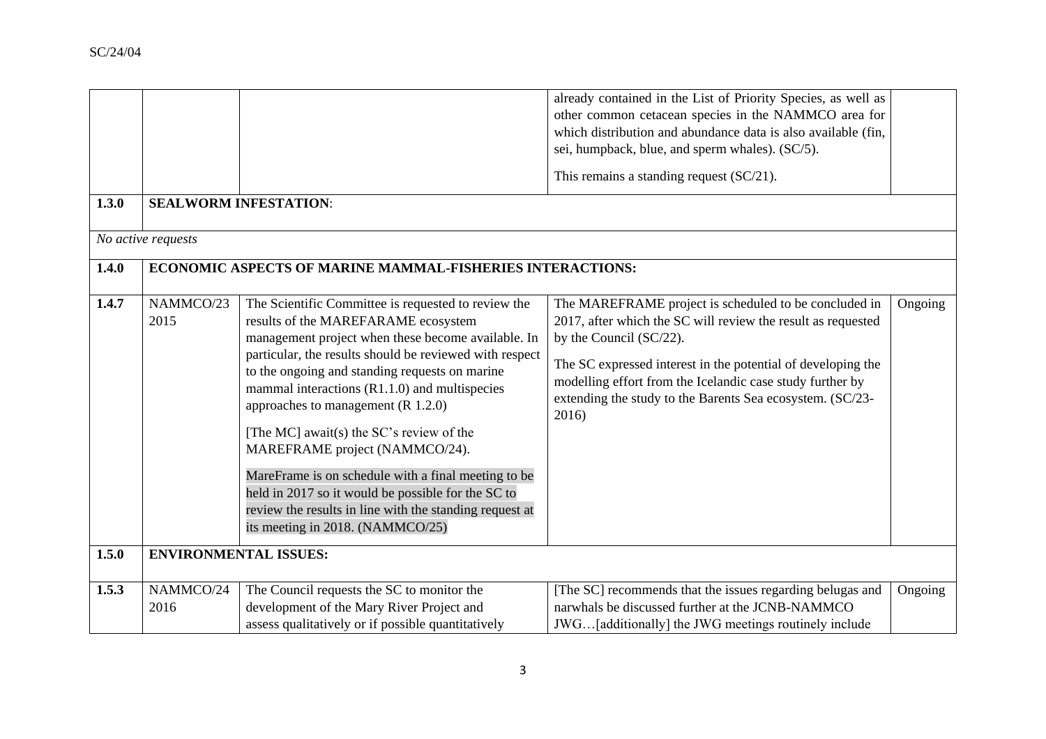| | | | already contained in the List of Priority Species, as well as other common cetacean species in the NAMMCO area for which distribution and abundance data is also available (fin, sei, humpback, blue, and sperm whales). (SC/5).<br><br>This remains a standing request (SC/21). | |
|---|---|---|---|---|
| **1.3.0** | **SEALWORM INFESTATION**: | | | |
| *No active requests* | | | | |
| **1.4.0** | **ECONOMIC ASPECTS OF MARINE MAMMAL-FISHERIES INTERACTIONS:** | | | |
| **1.4.7** | NAMMCO/23 2015 | The Scientific Committee is requested to review the results of the MAREFARAME ecosystem management project when these become available. In particular, the results should be reviewed with respect to the ongoing and standing requests on marine mammal interactions (R1.1.0) and multispecies approaches to management (R 1.2.0)<br><br>[The MC] await(s) the SC's review of the MAREFRAME project (NAMMCO/24).<br><br>MareFrame is on schedule with a final meeting to be held in 2017 so it would be possible for the SC to review the results in line with the standing request at its meeting in 2018. (NAMMCO/25) | The MAREFRAME project is scheduled to be concluded in 2017, after which the SC will review the result as requested by the Council (SC/22).<br><br>The SC expressed interest in the potential of developing the modelling effort from the Icelandic case study further by extending the study to the Barents Sea ecosystem. (SC/23-2016) | Ongoing |
| **1.5.0** | **ENVIRONMENTAL ISSUES:** | | | |
| **1.5.3** | NAMMCO/24 2016 | The Council requests the SC to monitor the development of the Mary River Project and assess qualitatively or if possible quantitatively | [The SC] recommends that the issues regarding belugas and narwhals be discussed further at the JCNB-NAMMCO JWG…[additionally] the JWG meetings routinely include | Ongoing |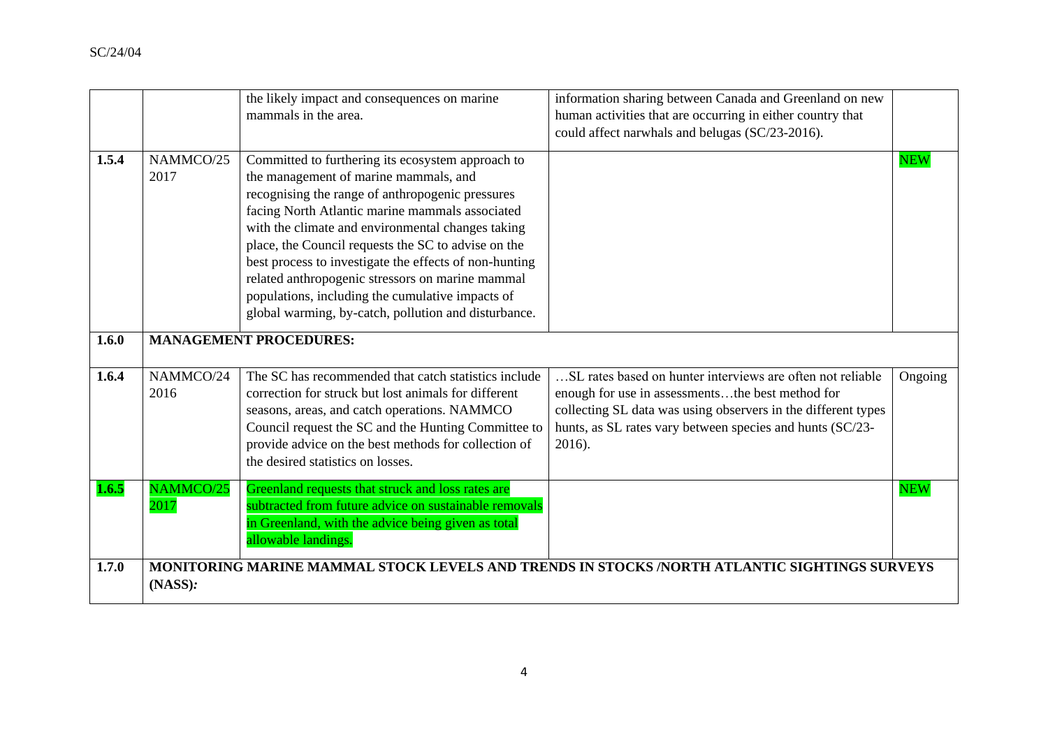| | | | | |
|---|---|---|---|---|
| | | the likely impact and consequences on marine mammals in the area. | information sharing between Canada and Greenland on new human activities that are occurring in either country that could affect narwhals and belugas (SC/23-2016). | |
| **1.5.4** | NAMMCO/25 2017 | Committed to furthering its ecosystem approach to the management of marine mammals, and recognising the range of anthropogenic pressures facing North Atlantic marine mammals associated with the climate and environmental changes taking place, the Council requests the SC to advise on the best process to investigate the effects of non-hunting related anthropogenic stressors on marine mammal populations, including the cumulative impacts of global warming, by-catch, pollution and disturbance. | | NEW |
| **1.6.0** | **MANAGEMENT PROCEDURES:** | | | |
| **1.6.4** | NAMMCO/24 2016 | The SC has recommended that catch statistics include correction for struck but lost animals for different seasons, areas, and catch operations. NAMMCO Council request the SC and the Hunting Committee to provide advice on the best methods for collection of the desired statistics on losses. | …SL rates based on hunter interviews are often not reliable enough for use in assessments…the best method for collecting SL data was using observers in the different types hunts, as SL rates vary between species and hunts (SC/23-2016). | Ongoing |
| **1.6.5** | NAMMCO/25 2017 | Greenland requests that struck and loss rates are subtracted from future advice on sustainable removals in Greenland, with the advice being given as total allowable landings. | | NEW |
| **1.7.0** | **MONITORING MARINE MAMMAL STOCK LEVELS AND TRENDS IN STOCKS /NORTH ATLANTIC SIGHTINGS SURVEYS (NASS)*:*** | | | |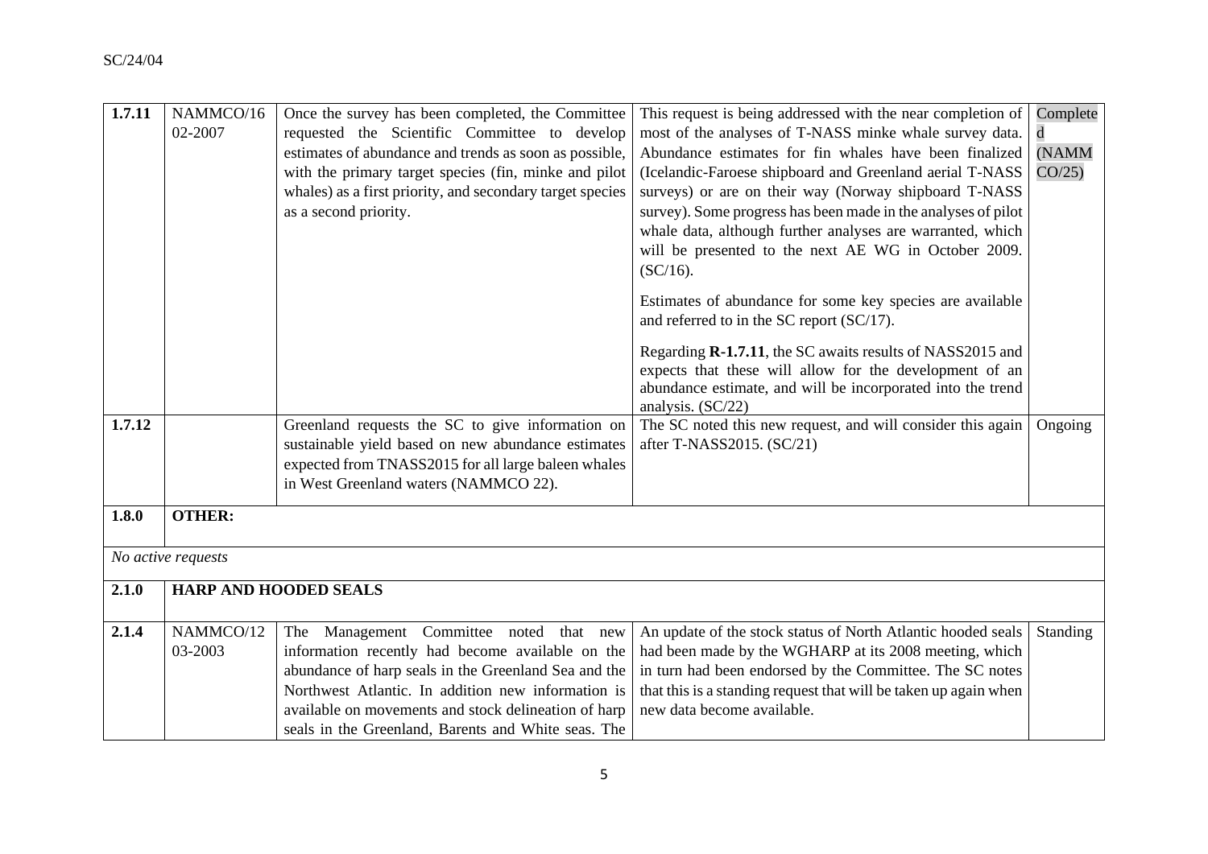| | | | | |
|---|---|---|---|---|
| **1.7.11** | NAMMCO/16 02-2007 | Once the survey has been completed, the Committee requested the Scientific Committee to develop estimates of abundance and trends as soon as possible, with the primary target species (fin, minke and pilot whales) as a first priority, and secondary target species as a second priority. | This request is being addressed with the near completion of most of the analyses of T-NASS minke whale survey data. Abundance estimates for fin whales have been finalized (Icelandic-Faroese shipboard and Greenland aerial T-NASS surveys) or are on their way (Norway shipboard T-NASS survey). Some progress has been made in the analyses of pilot whale data, although further analyses are warranted, which will be presented to the next AE WG in October 2009. (SC/16).<br><br>Estimates of abundance for some key species are available and referred to in the SC report (SC/17).<br><br>Regarding **R-1.7.11**, the SC awaits results of NASS2015 and expects that these will allow for the development of an abundance estimate, and will be incorporated into the trend analysis. (SC/22) | Completed (NAMMCO/25) |
| **1.7.12** | | Greenland requests the SC to give information on sustainable yield based on new abundance estimates expected from TNASS2015 for all large baleen whales in West Greenland waters (NAMMCO 22). | The SC noted this new request, and will consider this again after T-NASS2015. (SC/21) | Ongoing |
| **1.8.0** | **OTHER:** | | | |
| *No active requests* | | | | |
| **2.1.0** | **HARP AND HOODED SEALS** | | | |
| **2.1.4** | NAMMCO/12 03-2003 | The Management Committee noted that new information recently had become available on the abundance of harp seals in the Greenland Sea and the Northwest Atlantic. In addition new information is available on movements and stock delineation of harp seals in the Greenland, Barents and White seas. The | An update of the stock status of North Atlantic hooded seals had been made by the WGHARP at its 2008 meeting, which in turn had been endorsed by the Committee. The SC notes that this is a standing request that will be taken up again when new data become available. | Standing |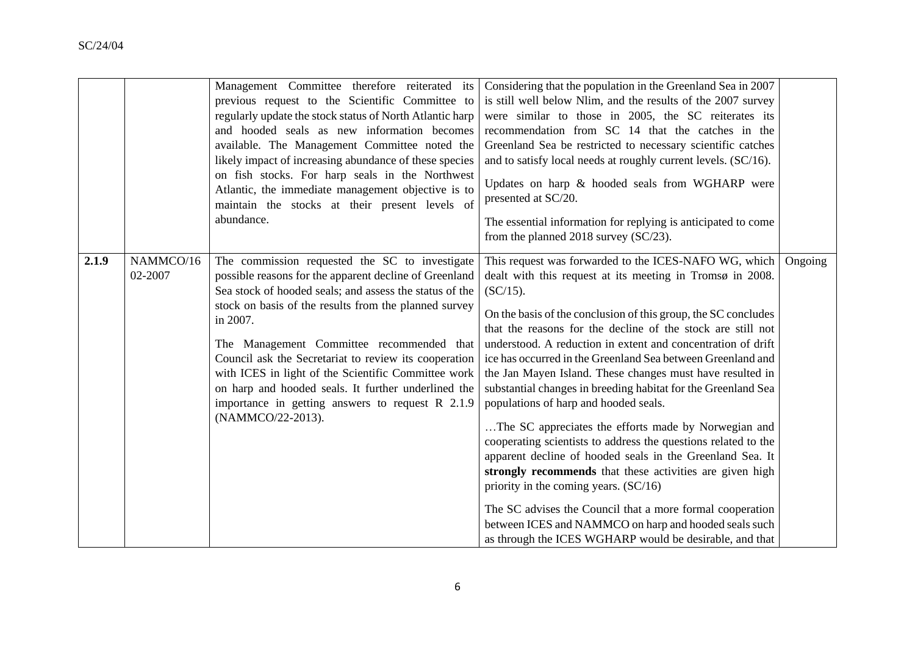| | | | | |
|---|---|---|---|---|
| | | Management Committee therefore reiterated its previous request to the Scientific Committee to regularly update the stock status of North Atlantic harp and hooded seals as new information becomes available. The Management Committee noted the likely impact of increasing abundance of these species on fish stocks. For harp seals in the Northwest Atlantic, the immediate management objective is to maintain the stocks at their present levels of abundance. | Considering that the population in the Greenland Sea in 2007 is still well below Nlim, and the results of the 2007 survey were similar to those in 2005, the SC reiterates its recommendation from SC 14 that the catches in the Greenland Sea be restricted to necessary scientific catches and to satisfy local needs at roughly current levels. (SC/16).<br><br>Updates on harp & hooded seals from WGHARP were presented at SC/20.<br><br>The essential information for replying is anticipated to come from the planned 2018 survey (SC/23). | |
| **2.1.9** | NAMMCO/16 02-2007 | The commission requested the SC to investigate possible reasons for the apparent decline of Greenland Sea stock of hooded seals; and assess the status of the stock on basis of the results from the planned survey in 2007.<br><br>The Management Committee recommended that Council ask the Secretariat to review its cooperation with ICES in light of the Scientific Committee work on harp and hooded seals. It further underlined the importance in getting answers to request R 2.1.9 (NAMMCO/22-2013). | This request was forwarded to the ICES-NAFO WG, which dealt with this request at its meeting in Tromsø in 2008. (SC/15).<br><br>On the basis of the conclusion of this group, the SC concludes that the reasons for the decline of the stock are still not understood. A reduction in extent and concentration of drift ice has occurred in the Greenland Sea between Greenland and the Jan Mayen Island. These changes must have resulted in substantial changes in breeding habitat for the Greenland Sea populations of harp and hooded seals.<br><br>…The SC appreciates the efforts made by Norwegian and cooperating scientists to address the questions related to the apparent decline of hooded seals in the Greenland Sea. It **strongly recommends** that these activities are given high priority in the coming years. (SC/16)<br><br>The SC advises the Council that a more formal cooperation between ICES and NAMMCO on harp and hooded seals such as through the ICES WGHARP would be desirable, and that | Ongoing |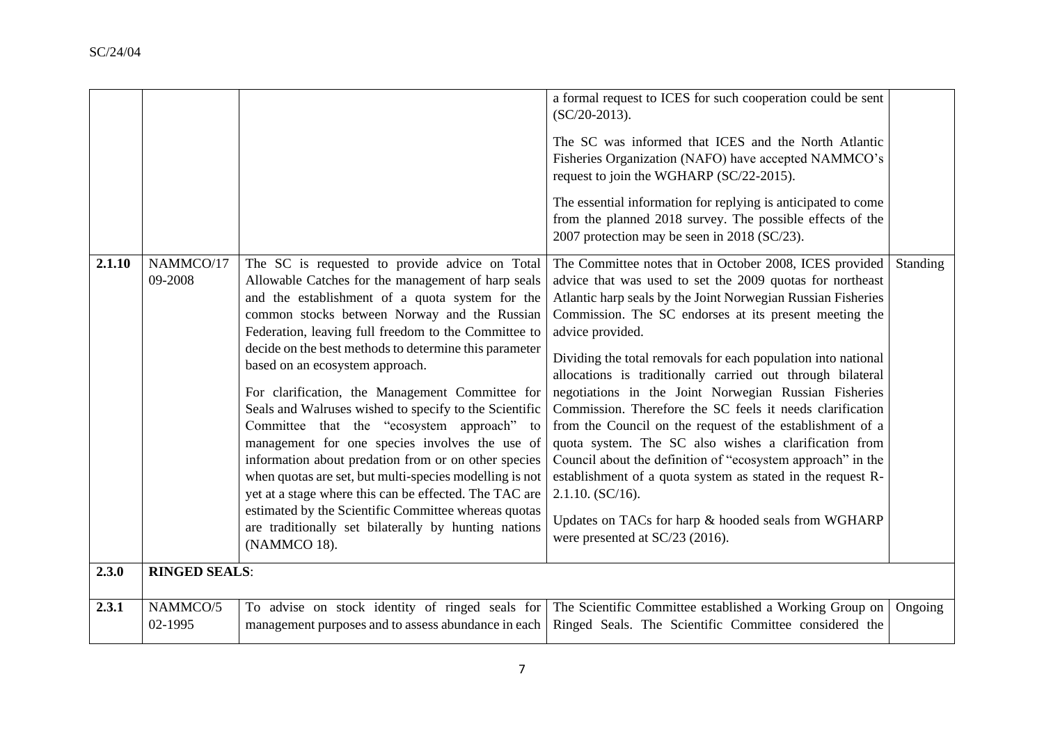| | | | | |
|---|---|---|---|---|
| | | | a formal request to ICES for such cooperation could be sent (SC/20-2013).<br><br>The SC was informed that ICES and the North Atlantic Fisheries Organization (NAFO) have accepted NAMMCO's request to join the WGHARP (SC/22-2015).<br><br>The essential information for replying is anticipated to come from the planned 2018 survey. The possible effects of the 2007 protection may be seen in 2018 (SC/23). | |
| **2.1.10** | NAMMCO/17 09-2008 | The SC is requested to provide advice on Total Allowable Catches for the management of harp seals and the establishment of a quota system for the common stocks between Norway and the Russian Federation, leaving full freedom to the Committee to decide on the best methods to determine this parameter based on an ecosystem approach.<br><br>For clarification, the Management Committee for Seals and Walruses wished to specify to the Scientific Committee that the "ecosystem approach" to management for one species involves the use of information about predation from or on other species when quotas are set, but multi-species modelling is not yet at a stage where this can be effected. The TAC are estimated by the Scientific Committee whereas quotas are traditionally set bilaterally by hunting nations (NAMMCO 18). | The Committee notes that in October 2008, ICES provided advice that was used to set the 2009 quotas for northeast Atlantic harp seals by the Joint Norwegian Russian Fisheries Commission. The SC endorses at its present meeting the advice provided.<br><br>Dividing the total removals for each population into national allocations is traditionally carried out through bilateral negotiations in the Joint Norwegian Russian Fisheries Commission. Therefore the SC feels it needs clarification from the Council on the request of the establishment of a quota system. The SC also wishes a clarification from Council about the definition of "ecosystem approach" in the establishment of a quota system as stated in the request R-2.1.10. (SC/16).<br><br>Updates on TACs for harp & hooded seals from WGHARP were presented at SC/23 (2016). | Standing |
| **2.3.0** | **RINGED SEALS**: | | | |
| **2.3.1** | NAMMCO/5 02-1995 | To advise on stock identity of ringed seals for management purposes and to assess abundance in each | The Scientific Committee established a Working Group on Ringed Seals. The Scientific Committee considered the | Ongoing |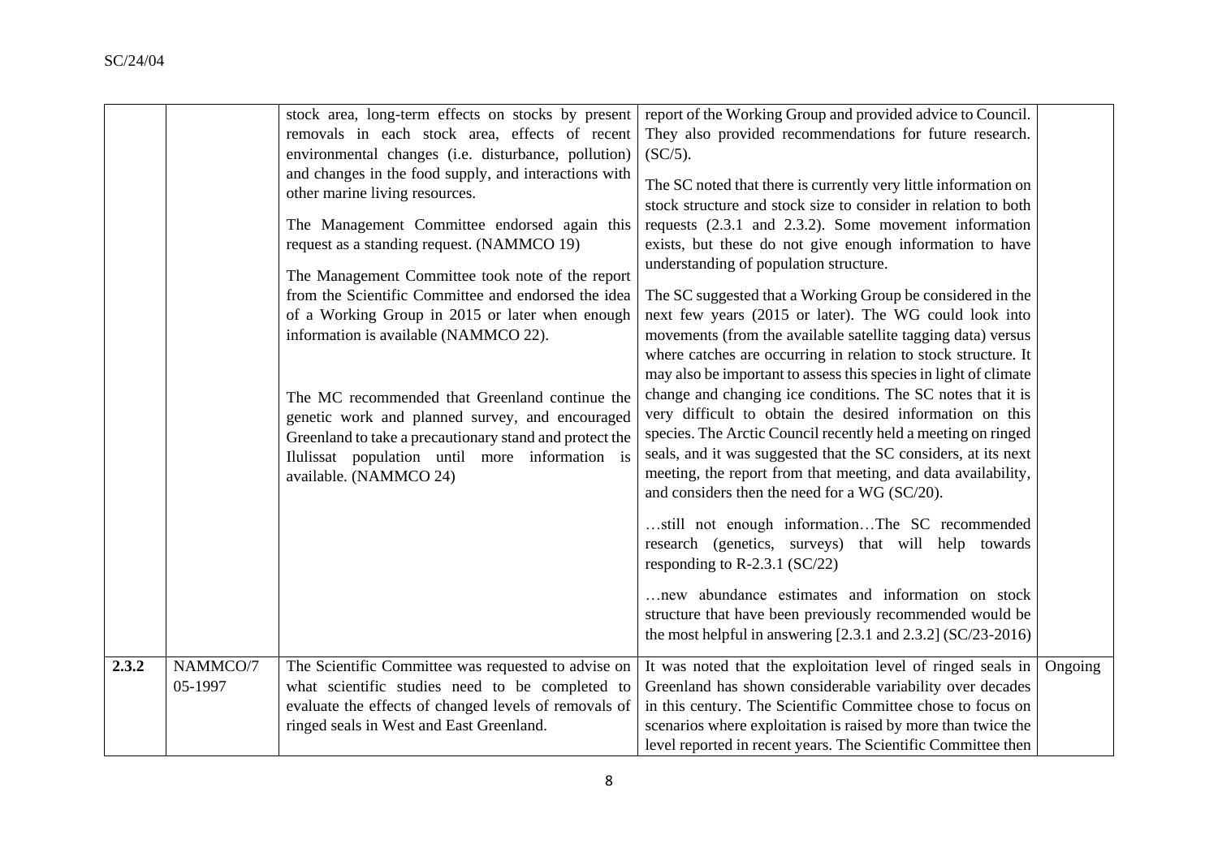|  |  |  |  |  |
|---|---|---|---|---|
|  |  | stock area, long-term effects on stocks by present removals in each stock area, effects of recent environmental changes (i.e. disturbance, pollution) and changes in the food supply, and interactions with other marine living resources.<br><br>The Management Committee endorsed again this request as a standing request. (NAMMCO 19)<br><br>The Management Committee took note of the report from the Scientific Committee and endorsed the idea of a Working Group in 2015 or later when enough information is available (NAMMCO 22).<br><br>The MC recommended that Greenland continue the genetic work and planned survey, and encouraged Greenland to take a precautionary stand and protect the Ilulissat population until more information is available. (NAMMCO 24) | report of the Working Group and provided advice to Council. They also provided recommendations for future research. (SC/5).<br><br>The SC noted that there is currently very little information on stock structure and stock size to consider in relation to both requests (2.3.1 and 2.3.2). Some movement information exists, but these do not give enough information to have understanding of population structure.<br><br>The SC suggested that a Working Group be considered in the next few years (2015 or later). The WG could look into movements (from the available satellite tagging data) versus where catches are occurring in relation to stock structure. It may also be important to assess this species in light of climate change and changing ice conditions. The SC notes that it is very difficult to obtain the desired information on this species. The Arctic Council recently held a meeting on ringed seals, and it was suggested that the SC considers, at its next meeting, the report from that meeting, and data availability, and considers then the need for a WG (SC/20).<br><br>…still not enough information…The SC recommended research (genetics, surveys) that will help towards responding to R-2.3.1 (SC/22)<br><br>…new abundance estimates and information on stock structure that have been previously recommended would be the most helpful in answering [2.3.1 and 2.3.2] (SC/23-2016) |  |
| **2.3.2** | NAMMCO/7 05-1997 | The Scientific Committee was requested to advise on what scientific studies need to be completed to evaluate the effects of changed levels of removals of ringed seals in West and East Greenland. | It was noted that the exploitation level of ringed seals in Greenland has shown considerable variability over decades in this century. The Scientific Committee chose to focus on scenarios where exploitation is raised by more than twice the level reported in recent years. The Scientific Committee then | Ongoing |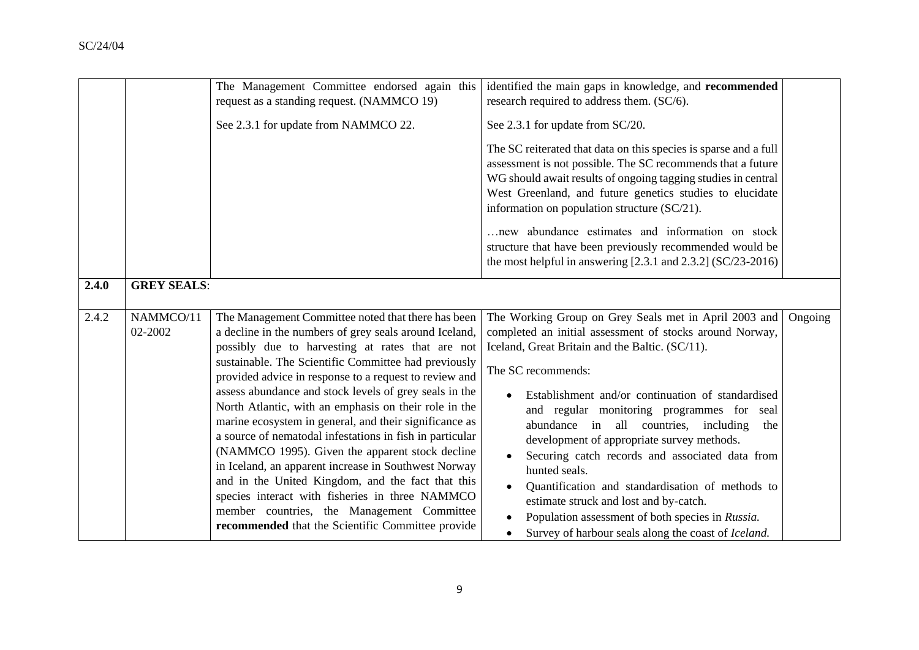| | | | | |
|---|---|---|---|---|
| | | The Management Committee endorsed again this request as a standing request. (NAMMCO 19)<br><br>See 2.3.1 for update from NAMMCO 22. | identified the main gaps in knowledge, and **recommended** research required to address them. (SC/6).<br><br>See 2.3.1 for update from SC/20.<br><br>The SC reiterated that data on this species is sparse and a full assessment is not possible. The SC recommends that a future WG should await results of ongoing tagging studies in central West Greenland, and future genetics studies to elucidate information on population structure (SC/21).<br><br>…new abundance estimates and information on stock structure that have been previously recommended would be the most helpful in answering [2.3.1 and 2.3.2] (SC/23-2016) | |
| **2.4.0** | **GREY SEALS**: | | | |
| 2.4.2 | NAMMCO/11 02-2002 | The Management Committee noted that there has been a decline in the numbers of grey seals around Iceland, possibly due to harvesting at rates that are not sustainable. The Scientific Committee had previously provided advice in response to a request to review and assess abundance and stock levels of grey seals in the North Atlantic, with an emphasis on their role in the marine ecosystem in general, and their significance as a source of nematodal infestations in fish in particular (NAMMCO 1995). Given the apparent stock decline in Iceland, an apparent increase in Southwest Norway and in the United Kingdom, and the fact that this species interact with fisheries in three NAMMCO member countries, the Management Committee **recommended** that the Scientific Committee provide | The Working Group on Grey Seals met in April 2003 and completed an initial assessment of stocks around Norway, Iceland, Great Britain and the Baltic. (SC/11).<br><br>The SC recommends:<br><br>• Establishment and/or continuation of standardised and regular monitoring programmes for seal abundance in all countries, including the development of appropriate survey methods.<br>• Securing catch records and associated data from hunted seals.<br>• Quantification and standardisation of methods to estimate struck and lost and by-catch.<br>• Population assessment of both species in *Russia.*<br>• Survey of harbour seals along the coast of *Iceland.* | Ongoing |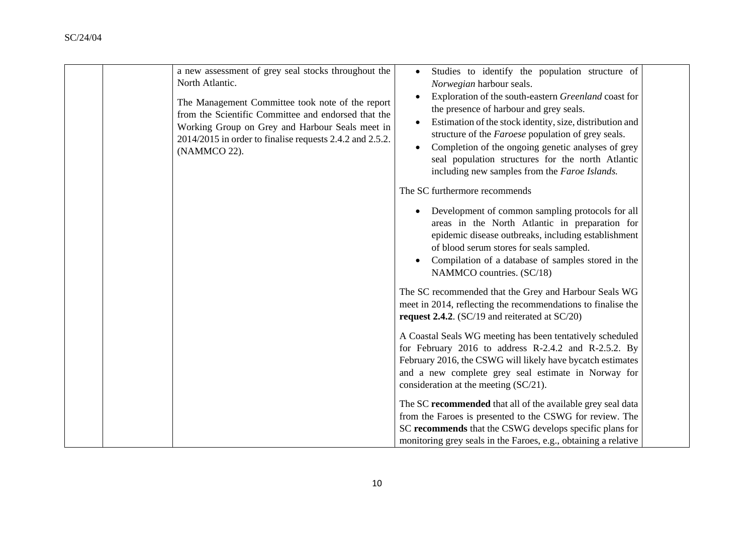| | | | | |
|---|---|---|---|---|
| | | a new assessment of grey seal stocks throughout the North Atlantic.<br><br>The Management Committee took note of the report from the Scientific Committee and endorsed that the Working Group on Grey and Harbour Seals meet in 2014/2015 in order to finalise requests 2.4.2 and 2.5.2. (NAMMCO 22). | • Studies to identify the population structure of *Norwegian* harbour seals.<br>• Exploration of the south-eastern *Greenland* coast for the presence of harbour and grey seals.<br>• Estimation of the stock identity, size, distribution and structure of the *Faroese* population of grey seals.<br>• Completion of the ongoing genetic analyses of grey seal population structures for the north Atlantic including new samples from the *Faroe Islands.*<br><br>The SC furthermore recommends<br><br>• Development of common sampling protocols for all areas in the North Atlantic in preparation for epidemic disease outbreaks, including establishment of blood serum stores for seals sampled.<br>• Compilation of a database of samples stored in the NAMMCO countries. (SC/18)<br><br>The SC recommended that the Grey and Harbour Seals WG meet in 2014, reflecting the recommendations to finalise the **request 2.4.2**. (SC/19 and reiterated at SC/20)<br><br>A Coastal Seals WG meeting has been tentatively scheduled for February 2016 to address R-2.4.2 and R-2.5.2. By February 2016, the CSWG will likely have bycatch estimates and a new complete grey seal estimate in Norway for consideration at the meeting (SC/21).<br><br>The SC **recommended** that all of the available grey seal data from the Faroes is presented to the CSWG for review. The SC **recommends** that the CSWG develops specific plans for monitoring grey seals in the Faroes, e.g., obtaining a relative | |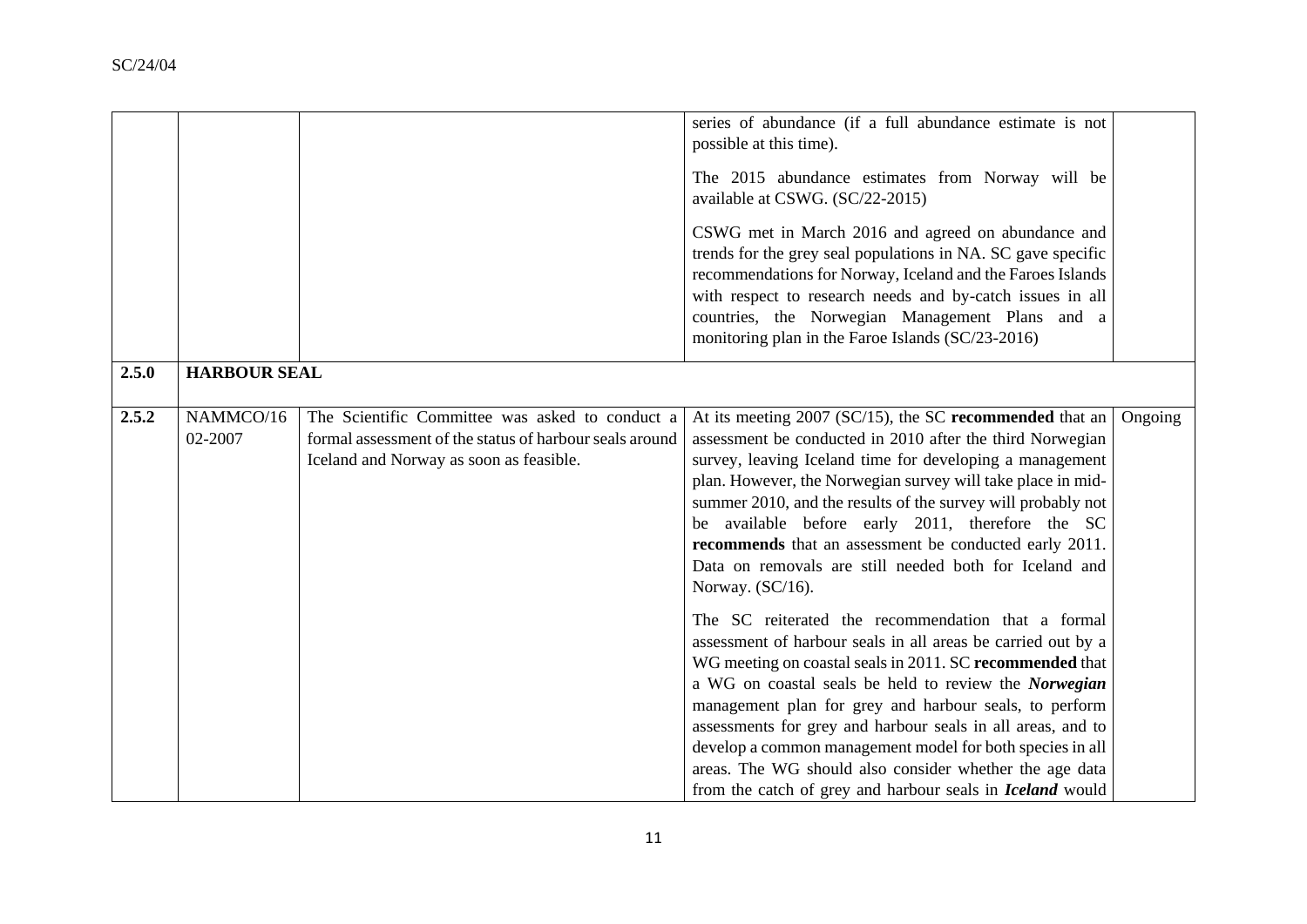| | | | | |
|---|---|---|---|---|
| | | | series of abundance (if a full abundance estimate is not possible at this time).<br><br>The 2015 abundance estimates from Norway will be available at CSWG. (SC/22-2015)<br><br>CSWG met in March 2016 and agreed on abundance and trends for the grey seal populations in NA. SC gave specific recommendations for Norway, Iceland and the Faroes Islands with respect to research needs and by-catch issues in all countries, the Norwegian Management Plans and a monitoring plan in the Faroe Islands (SC/23-2016) | |
| **2.5.0** | **HARBOUR SEAL** | | | |
| **2.5.2** | NAMMCO/16 02-2007 | The Scientific Committee was asked to conduct a formal assessment of the status of harbour seals around Iceland and Norway as soon as feasible. | At its meeting 2007 (SC/15), the SC **recommended** that an assessment be conducted in 2010 after the third Norwegian survey, leaving Iceland time for developing a management plan. However, the Norwegian survey will take place in mid-summer 2010, and the results of the survey will probably not be available before early 2011, therefore the SC **recommends** that an assessment be conducted early 2011. Data on removals are still needed both for Iceland and Norway. (SC/16).<br><br>The SC reiterated the recommendation that a formal assessment of harbour seals in all areas be carried out by a WG meeting on coastal seals in 2011. SC **recommended** that a WG on coastal seals be held to review the ***Norwegian*** management plan for grey and harbour seals, to perform assessments for grey and harbour seals in all areas, and to develop a common management model for both species in all areas. The WG should also consider whether the age data from the catch of grey and harbour seals in ***Iceland*** would | Ongoing |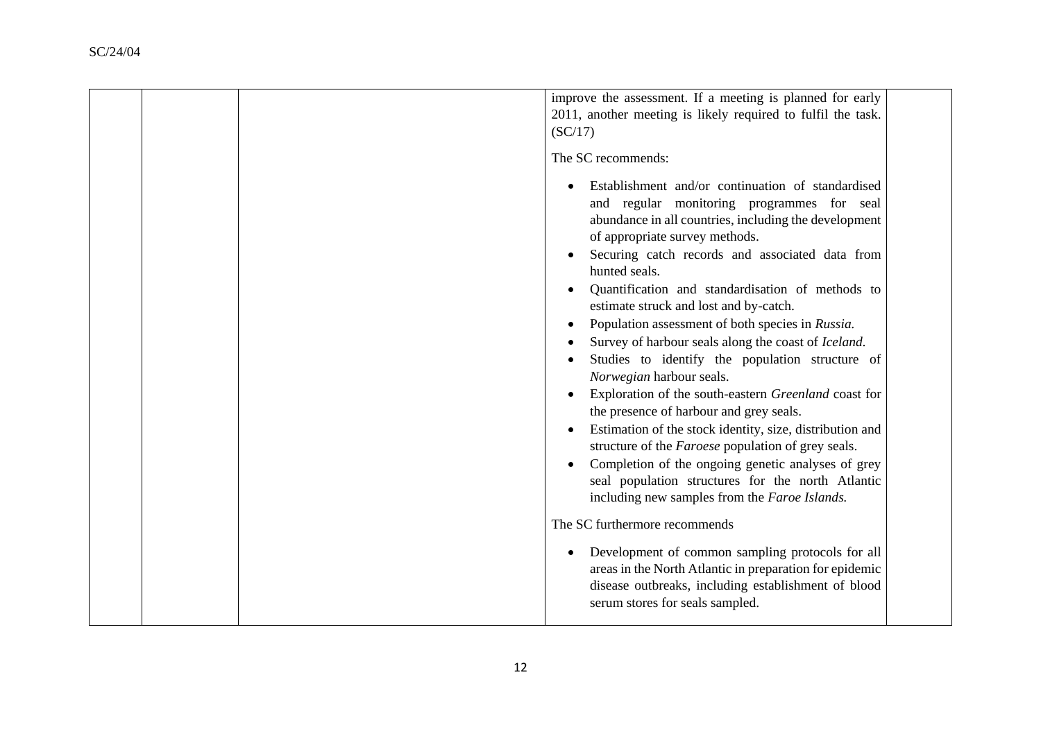| | | | | |
|---|---|---|---|---|
| | | | improve the assessment. If a meeting is planned for early 2011, another meeting is likely required to fulfil the task. (SC/17)<br><br>The SC recommends:<br><br>• Establishment and/or continuation of standardised and regular monitoring programmes for seal abundance in all countries, including the development of appropriate survey methods.<br>• Securing catch records and associated data from hunted seals.<br>• Quantification and standardisation of methods to estimate struck and lost and by-catch.<br>• Population assessment of both species in *Russia.*<br>• Survey of harbour seals along the coast of *Iceland.*<br>• Studies to identify the population structure of *Norwegian* harbour seals.<br>• Exploration of the south-eastern *Greenland* coast for the presence of harbour and grey seals.<br>• Estimation of the stock identity, size, distribution and structure of the *Faroese* population of grey seals.<br>• Completion of the ongoing genetic analyses of grey seal population structures for the north Atlantic including new samples from the *Faroe Islands.*<br><br>The SC furthermore recommends<br><br>• Development of common sampling protocols for all areas in the North Atlantic in preparation for epidemic disease outbreaks, including establishment of blood serum stores for seals sampled. | |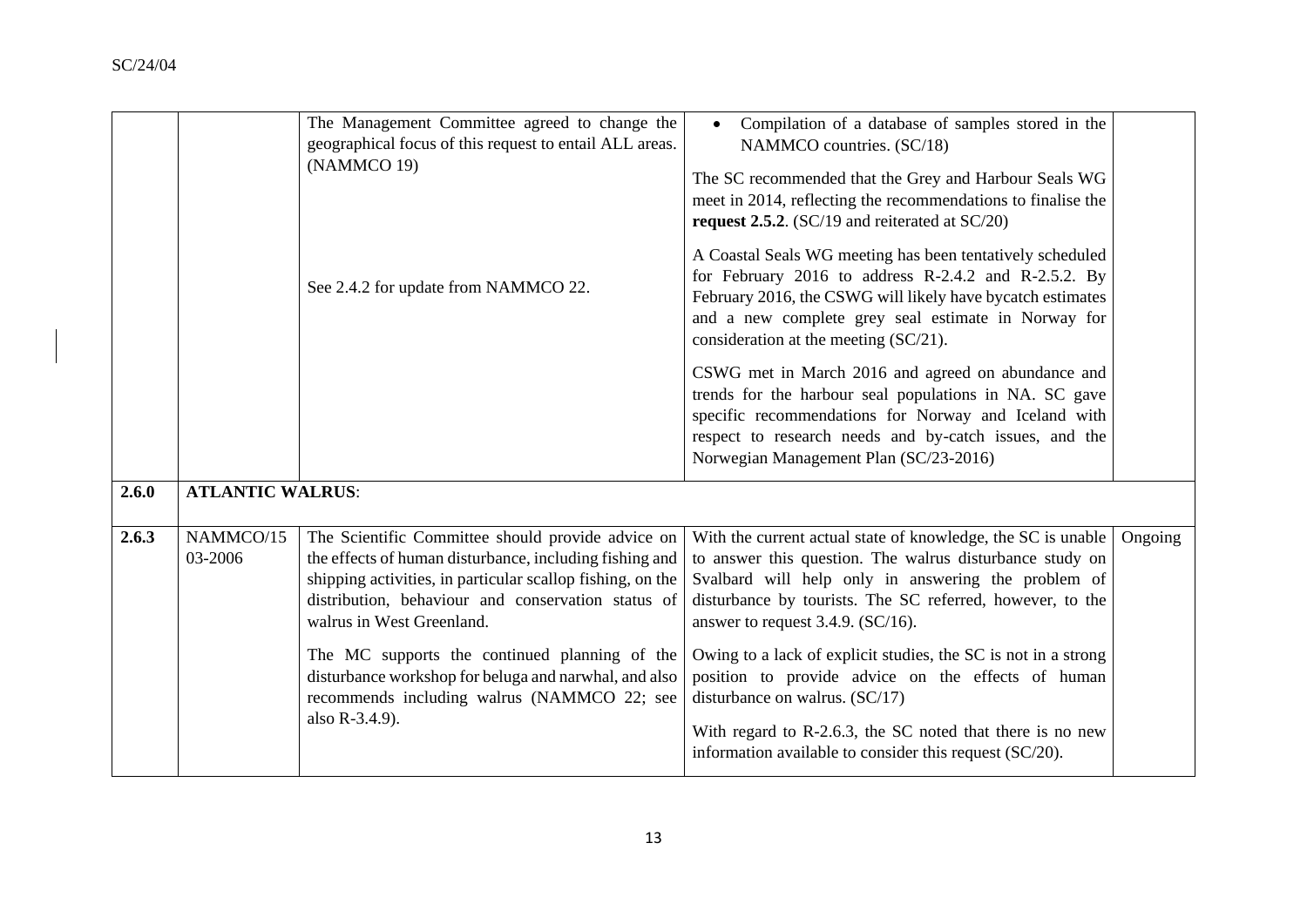| | | | | |
|---|---|---|---|---|
| | | The Management Committee agreed to change the geographical focus of this request to entail ALL areas. (NAMMCO 19)<br><br>See 2.4.2 for update from NAMMCO 22. | • Compilation of a database of samples stored in the NAMMCO countries. (SC/18)<br><br>The SC recommended that the Grey and Harbour Seals WG meet in 2014, reflecting the recommendations to finalise the **request 2.5.2**. (SC/19 and reiterated at SC/20)<br><br>A Coastal Seals WG meeting has been tentatively scheduled for February 2016 to address R-2.4.2 and R-2.5.2. By February 2016, the CSWG will likely have bycatch estimates and a new complete grey seal estimate in Norway for consideration at the meeting (SC/21).<br><br>CSWG met in March 2016 and agreed on abundance and trends for the harbour seal populations in NA. SC gave specific recommendations for Norway and Iceland with respect to research needs and by-catch issues, and the Norwegian Management Plan (SC/23-2016) | |
| **2.6.0** | **ATLANTIC WALRUS**: | | | |
| **2.6.3** | NAMMCO/15 03-2006 | The Scientific Committee should provide advice on the effects of human disturbance, including fishing and shipping activities, in particular scallop fishing, on the distribution, behaviour and conservation status of walrus in West Greenland.<br><br>The MC supports the continued planning of the disturbance workshop for beluga and narwhal, and also recommends including walrus (NAMMCO 22; see also R-3.4.9). | With the current actual state of knowledge, the SC is unable to answer this question. The walrus disturbance study on Svalbard will help only in answering the problem of disturbance by tourists. The SC referred, however, to the answer to request 3.4.9. (SC/16).<br><br>Owing to a lack of explicit studies, the SC is not in a strong position to provide advice on the effects of human disturbance on walrus. (SC/17)<br><br>With regard to R-2.6.3, the SC noted that there is no new information available to consider this request (SC/20). | Ongoing |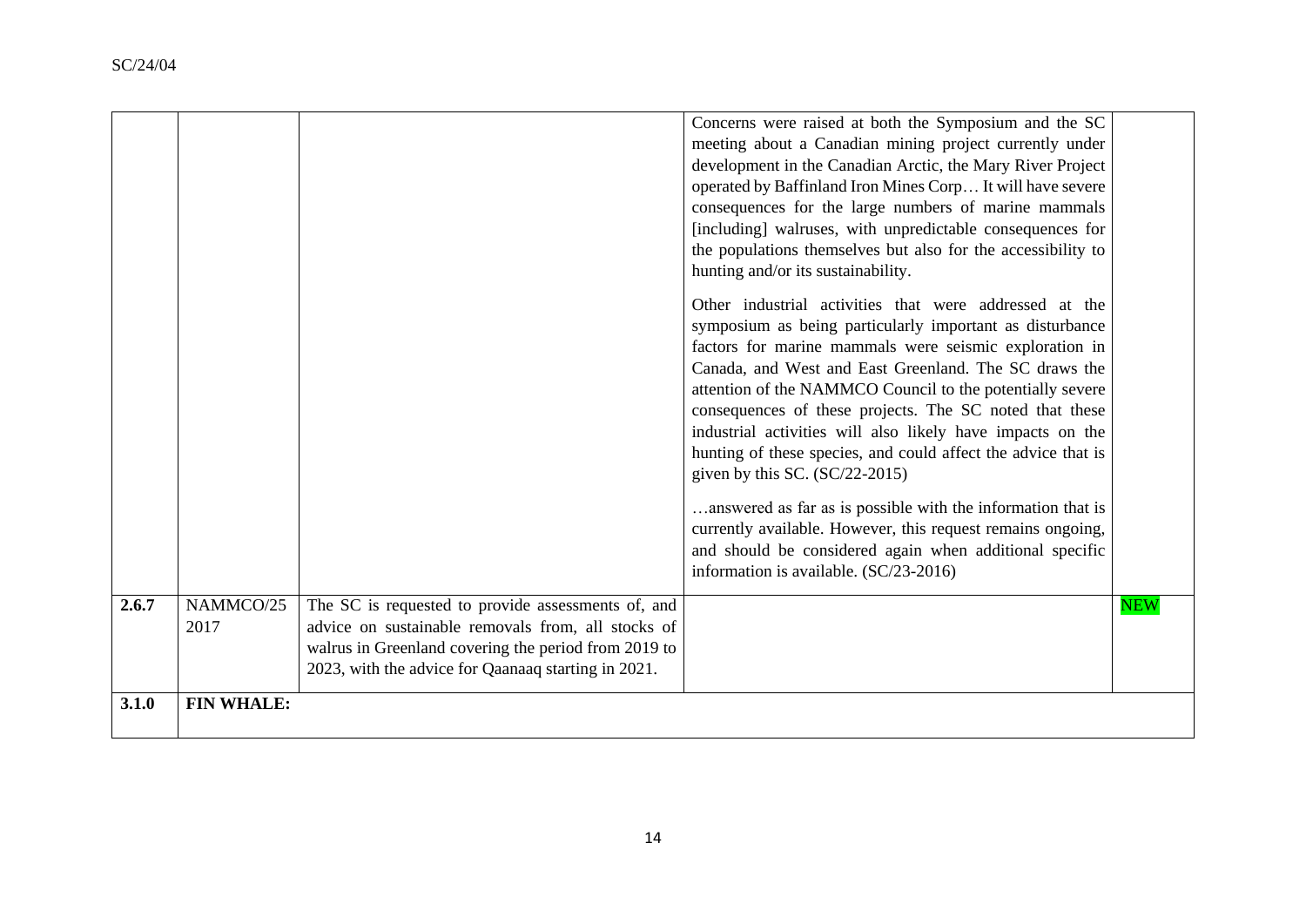| | | | | |
|---|---|---|---|---|
| | | | Concerns were raised at both the Symposium and the SC meeting about a Canadian mining project currently under development in the Canadian Arctic, the Mary River Project operated by Baffinland Iron Mines Corp… It will have severe consequences for the large numbers of marine mammals [including] walruses, with unpredictable consequences for the populations themselves but also for the accessibility to hunting and/or its sustainability.<br><br>Other industrial activities that were addressed at the symposium as being particularly important as disturbance factors for marine mammals were seismic exploration in Canada, and West and East Greenland. The SC draws the attention of the NAMMCO Council to the potentially severe consequences of these projects. The SC noted that these industrial activities will also likely have impacts on the hunting of these species, and could affect the advice that is given by this SC. (SC/22-2015)<br><br>…answered as far as is possible with the information that is currently available. However, this request remains ongoing, and should be considered again when additional specific information is available. (SC/23-2016) | |
| **2.6.7** | NAMMCO/25 2017 | The SC is requested to provide assessments of, and advice on sustainable removals from, all stocks of walrus in Greenland covering the period from 2019 to 2023, with the advice for Qaanaaq starting in 2021. | | NEW |
| **3.1.0** | **FIN WHALE:** | | | |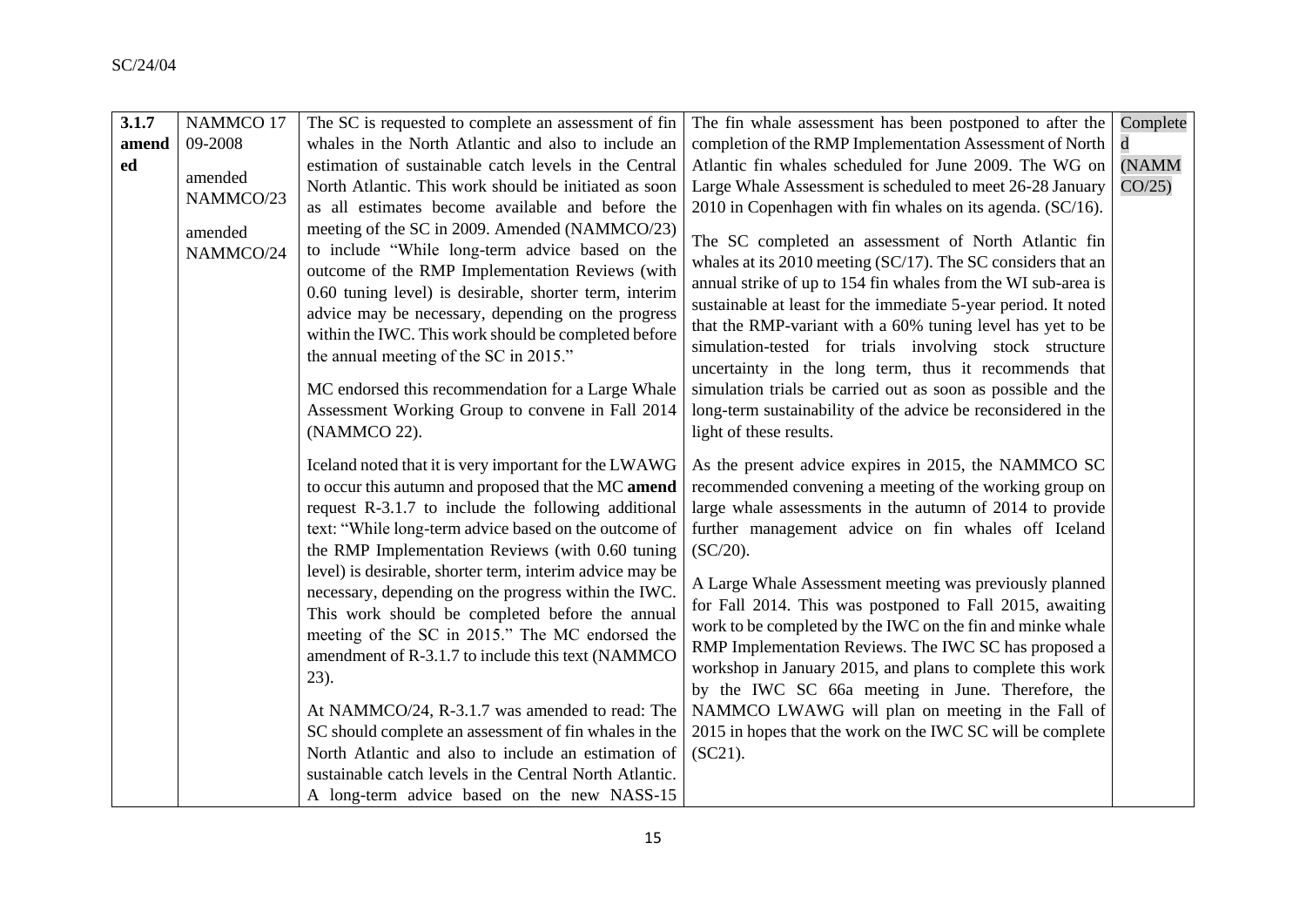| 3.1.7 amended | NAMMCO 17 09-2008<br><br>amended NAMMCO/23<br><br>amended NAMMCO/24 | The SC is requested to complete an assessment of fin whales in the North Atlantic and also to include an estimation of sustainable catch levels in the Central North Atlantic. This work should be initiated as soon as all estimates become available and before the meeting of the SC in 2009. Amended (NAMMCO/23) to include "While long-term advice based on the outcome of the RMP Implementation Reviews (with 0.60 tuning level) is desirable, shorter term, interim advice may be necessary, depending on the progress within the IWC. This work should be completed before the annual meeting of the SC in 2015."<br><br>MC endorsed this recommendation for a Large Whale Assessment Working Group to convene in Fall 2014 (NAMMCO 22).<br><br>Iceland noted that it is very important for the LWAWG to occur this autumn and proposed that the MC **amend** request R-3.1.7 to include the following additional text: "While long-term advice based on the outcome of the RMP Implementation Reviews (with 0.60 tuning level) is desirable, shorter term, interim advice may be necessary, depending on the progress within the IWC. This work should be completed before the annual meeting of the SC in 2015." The MC endorsed the amendment of R-3.1.7 to include this text (NAMMCO 23).<br><br>At NAMMCO/24, R-3.1.7 was amended to read: The SC should complete an assessment of fin whales in the North Atlantic and also to include an estimation of sustainable catch levels in the Central North Atlantic. A long-term advice based on the new NASS-15 | The fin whale assessment has been postponed to after the completion of the RMP Implementation Assessment of North Atlantic fin whales scheduled for June 2009. The WG on Large Whale Assessment is scheduled to meet 26-28 January 2010 in Copenhagen with fin whales on its agenda. (SC/16).<br><br>The SC completed an assessment of North Atlantic fin whales at its 2010 meeting (SC/17). The SC considers that an annual strike of up to 154 fin whales from the WI sub-area is sustainable at least for the immediate 5-year period. It noted that the RMP-variant with a 60% tuning level has yet to be simulation-tested for trials involving stock structure uncertainty in the long term, thus it recommends that simulation trials be carried out as soon as possible and the long-term sustainability of the advice be reconsidered in the light of these results.<br><br>As the present advice expires in 2015, the NAMMCO SC recommended convening a meeting of the working group on large whale assessments in the autumn of 2014 to provide further management advice on fin whales off Iceland (SC/20).<br><br>A Large Whale Assessment meeting was previously planned for Fall 2014. This was postponed to Fall 2015, awaiting work to be completed by the IWC on the fin and minke whale RMP Implementation Reviews. The IWC SC has proposed a workshop in January 2015, and plans to complete this work by the IWC SC 66a meeting in June. Therefore, the NAMMCO LWAWG will plan on meeting in the Fall of 2015 in hopes that the work on the IWC SC will be complete (SC21). | Completed (NAMMCO/25) |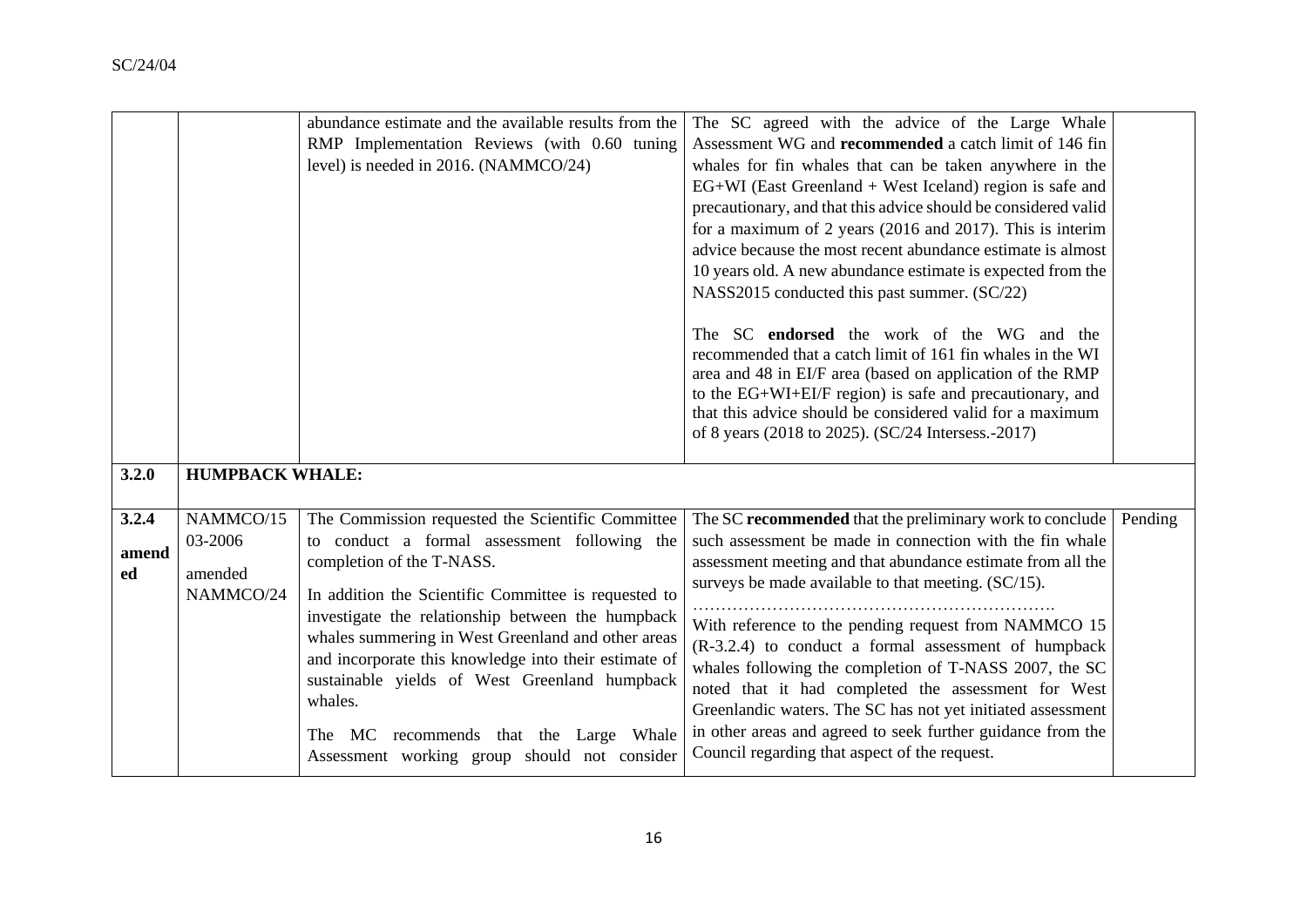| | | | | |
|---|---|---|---|---|
| | | abundance estimate and the available results from the RMP Implementation Reviews (with 0.60 tuning level) is needed in 2016. (NAMMCO/24) | The SC agreed with the advice of the Large Whale Assessment WG and **recommended** a catch limit of 146 fin whales for fin whales that can be taken anywhere in the EG+WI (East Greenland + West Iceland) region is safe and precautionary, and that this advice should be considered valid for a maximum of 2 years (2016 and 2017). This is interim advice because the most recent abundance estimate is almost 10 years old. A new abundance estimate is expected from the NASS2015 conducted this past summer. (SC/22)<br><br>The SC **endorsed** the work of the WG and the recommended that a catch limit of 161 fin whales in the WI area and 48 in EI/F area (based on application of the RMP to the EG+WI+EI/F region) is safe and precautionary, and that this advice should be considered valid for a maximum of 8 years (2018 to 2025). (SC/24 Intersess.-2017) | |
| **3.2.0** | **HUMPBACK WHALE:** | | | |
| **3.2.4 amended** | NAMMCO/15 03-2006 amended NAMMCO/24 | The Commission requested the Scientific Committee to conduct a formal assessment following the completion of the T-NASS.<br><br>In addition the Scientific Committee is requested to investigate the relationship between the humpback whales summering in West Greenland and other areas and incorporate this knowledge into their estimate of sustainable yields of West Greenland humpback whales.<br><br>The MC recommends that the Large Whale Assessment working group should not consider | The SC **recommended** that the preliminary work to conclude such assessment be made in connection with the fin whale assessment meeting and that abundance estimate from all the surveys be made available to that meeting. (SC/15).<br><br>……………………………………………………….<br>With reference to the pending request from NAMMCO 15 (R-3.2.4) to conduct a formal assessment of humpback whales following the completion of T-NASS 2007, the SC noted that it had completed the assessment for West Greenlandic waters. The SC has not yet initiated assessment in other areas and agreed to seek further guidance from the Council regarding that aspect of the request. | Pending |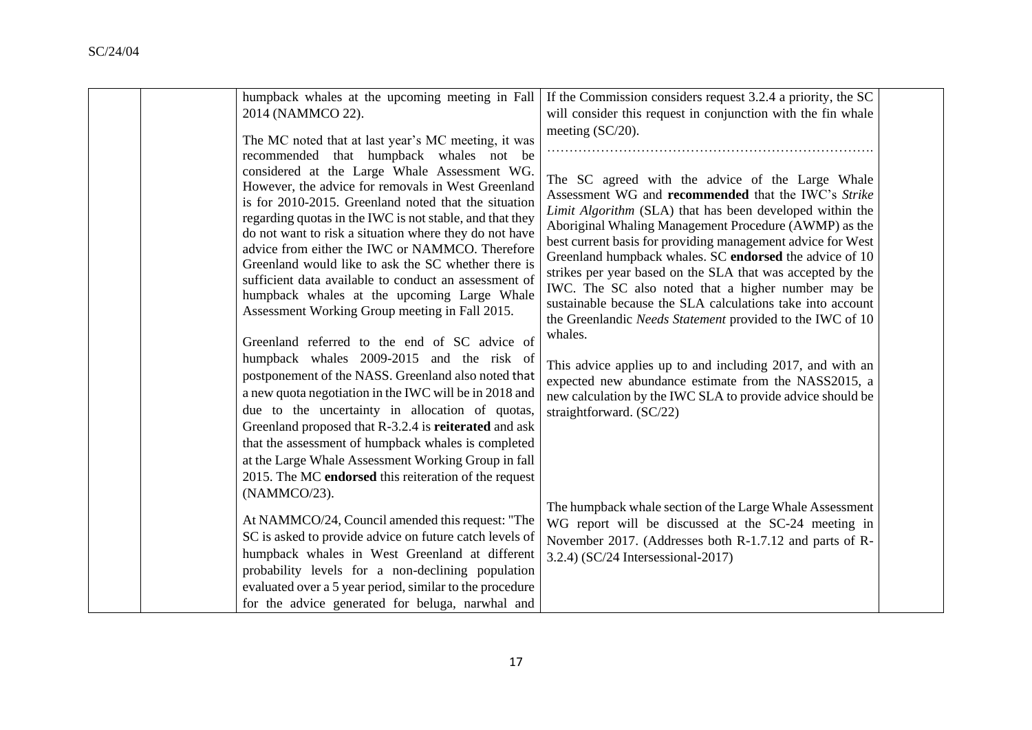| | | | | |
|---|---|---|---|---|
| | | humpback whales at the upcoming meeting in Fall 2014 (NAMMCO 22).<br><br>The MC noted that at last year's MC meeting, it was recommended that humpback whales not be considered at the Large Whale Assessment WG. However, the advice for removals in West Greenland is for 2010-2015. Greenland noted that the situation regarding quotas in the IWC is not stable, and that they do not want to risk a situation where they do not have advice from either the IWC or NAMMCO. Therefore Greenland would like to ask the SC whether there is sufficient data available to conduct an assessment of humpback whales at the upcoming Large Whale Assessment Working Group meeting in Fall 2015.<br><br>Greenland referred to the end of SC advice of humpback whales 2009-2015 and the risk of postponement of the NASS. Greenland also noted that a new quota negotiation in the IWC will be in 2018 and due to the uncertainty in allocation of quotas, Greenland proposed that R-3.2.4 is **reiterated** and ask that the assessment of humpback whales is completed at the Large Whale Assessment Working Group in fall 2015. The MC **endorsed** this reiteration of the request (NAMMCO/23).<br><br>At NAMMCO/24, Council amended this request: "The SC is asked to provide advice on future catch levels of humpback whales in West Greenland at different probability levels for a non-declining population evaluated over a 5 year period, similar to the procedure for the advice generated for beluga, narwhal and | If the Commission considers request 3.2.4 a priority, the SC will consider this request in conjunction with the fin whale meeting (SC/20).<br><br>……………………………………………………………….<br><br>The SC agreed with the advice of the Large Whale Assessment WG and **recommended** that the IWC's *Strike Limit Algorithm* (SLA) that has been developed within the Aboriginal Whaling Management Procedure (AWMP) as the best current basis for providing management advice for West Greenland humpback whales. SC **endorsed** the advice of 10 strikes per year based on the SLA that was accepted by the IWC. The SC also noted that a higher number may be sustainable because the SLA calculations take into account the Greenlandic *Needs Statement* provided to the IWC of 10 whales.<br><br>This advice applies up to and including 2017, and with an expected new abundance estimate from the NASS2015, a new calculation by the IWC SLA to provide advice should be straightforward. (SC/22)<br><br>The humpback whale section of the Large Whale Assessment WG report will be discussed at the SC-24 meeting in November 2017. (Addresses both R-1.7.12 and parts of R-3.2.4) (SC/24 Intersessional-2017) | |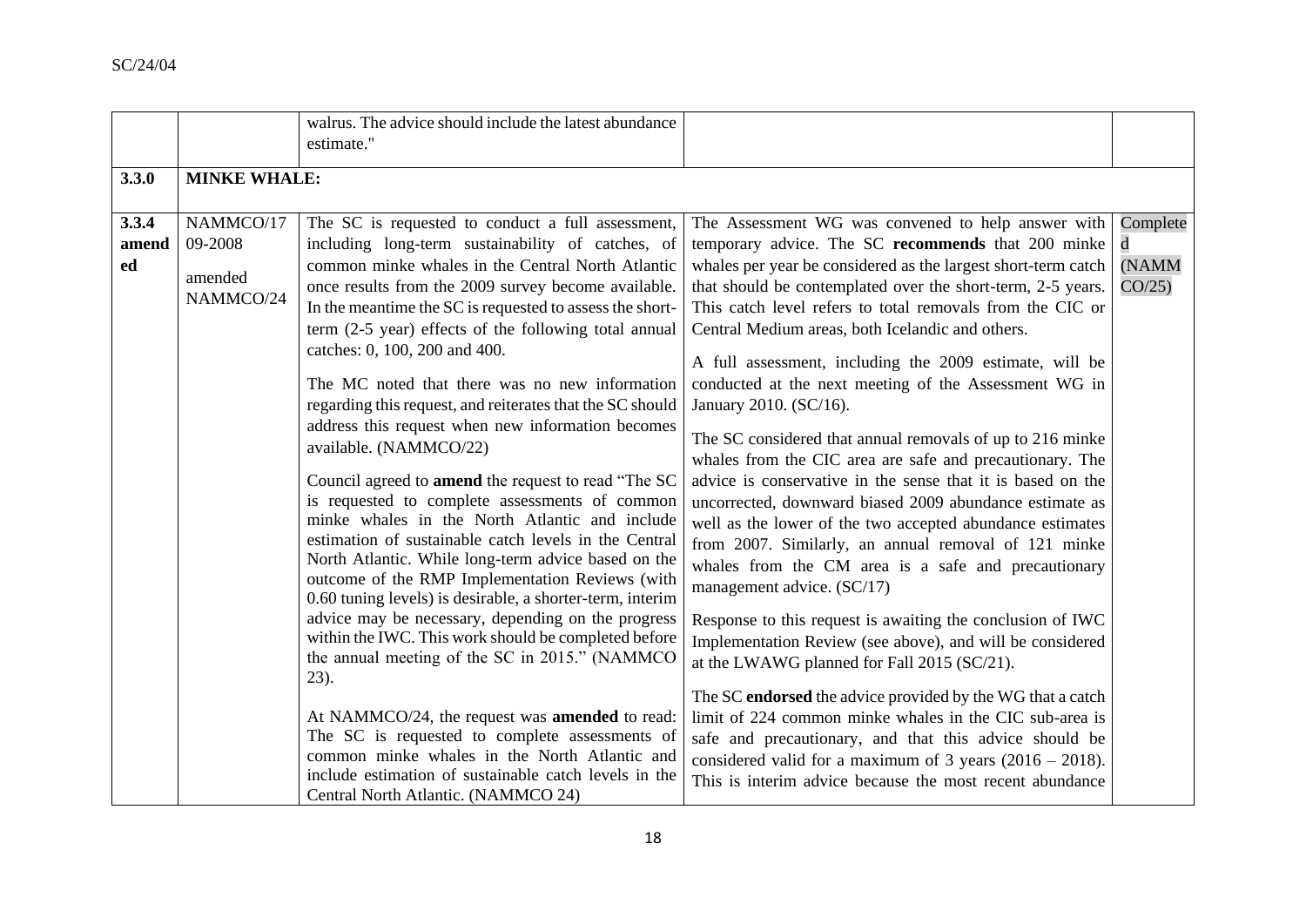| | | | | |
|---|---|---|---|---|
| | | walrus. The advice should include the latest abundance estimate." | | |
| **3.3.0** | **MINKE WHALE:** | | | |
| **3.3.4 amended** | NAMMCO/17 09-2008<br><br>amended NAMMCO/24 | The SC is requested to conduct a full assessment, including long-term sustainability of catches, of common minke whales in the Central North Atlantic once results from the 2009 survey become available. In the meantime the SC is requested to assess the short-term (2-5 year) effects of the following total annual catches: 0, 100, 200 and 400.<br><br>The MC noted that there was no new information regarding this request, and reiterates that the SC should address this request when new information becomes available. (NAMMCO/22)<br><br>Council agreed to **amend** the request to read "The SC is requested to complete assessments of common minke whales in the North Atlantic and include estimation of sustainable catch levels in the Central North Atlantic. While long-term advice based on the outcome of the RMP Implementation Reviews (with 0.60 tuning levels) is desirable, a shorter-term, interim advice may be necessary, depending on the progress within the IWC. This work should be completed before the annual meeting of the SC in 2015." (NAMMCO 23).<br><br>At NAMMCO/24, the request was **amended** to read: The SC is requested to complete assessments of common minke whales in the North Atlantic and include estimation of sustainable catch levels in the Central North Atlantic. (NAMMCO 24) | The Assessment WG was convened to help answer with temporary advice. The SC **recommends** that 200 minke whales per year be considered as the largest short-term catch that should be contemplated over the short-term, 2-5 years. This catch level refers to total removals from the CIC or Central Medium areas, both Icelandic and others.<br><br>A full assessment, including the 2009 estimate, will be conducted at the next meeting of the Assessment WG in January 2010. (SC/16).<br><br>The SC considered that annual removals of up to 216 minke whales from the CIC area are safe and precautionary. The advice is conservative in the sense that it is based on the uncorrected, downward biased 2009 abundance estimate as well as the lower of the two accepted abundance estimates from 2007. Similarly, an annual removal of 121 minke whales from the CM area is a safe and precautionary management advice. (SC/17)<br><br>Response to this request is awaiting the conclusion of IWC Implementation Review (see above), and will be considered at the LWAWG planned for Fall 2015 (SC/21).<br><br>The SC **endorsed** the advice provided by the WG that a catch limit of 224 common minke whales in the CIC sub-area is safe and precautionary, and that this advice should be considered valid for a maximum of 3 years (2016 – 2018). This is interim advice because the most recent abundance | Completed (NAMMCO/25) |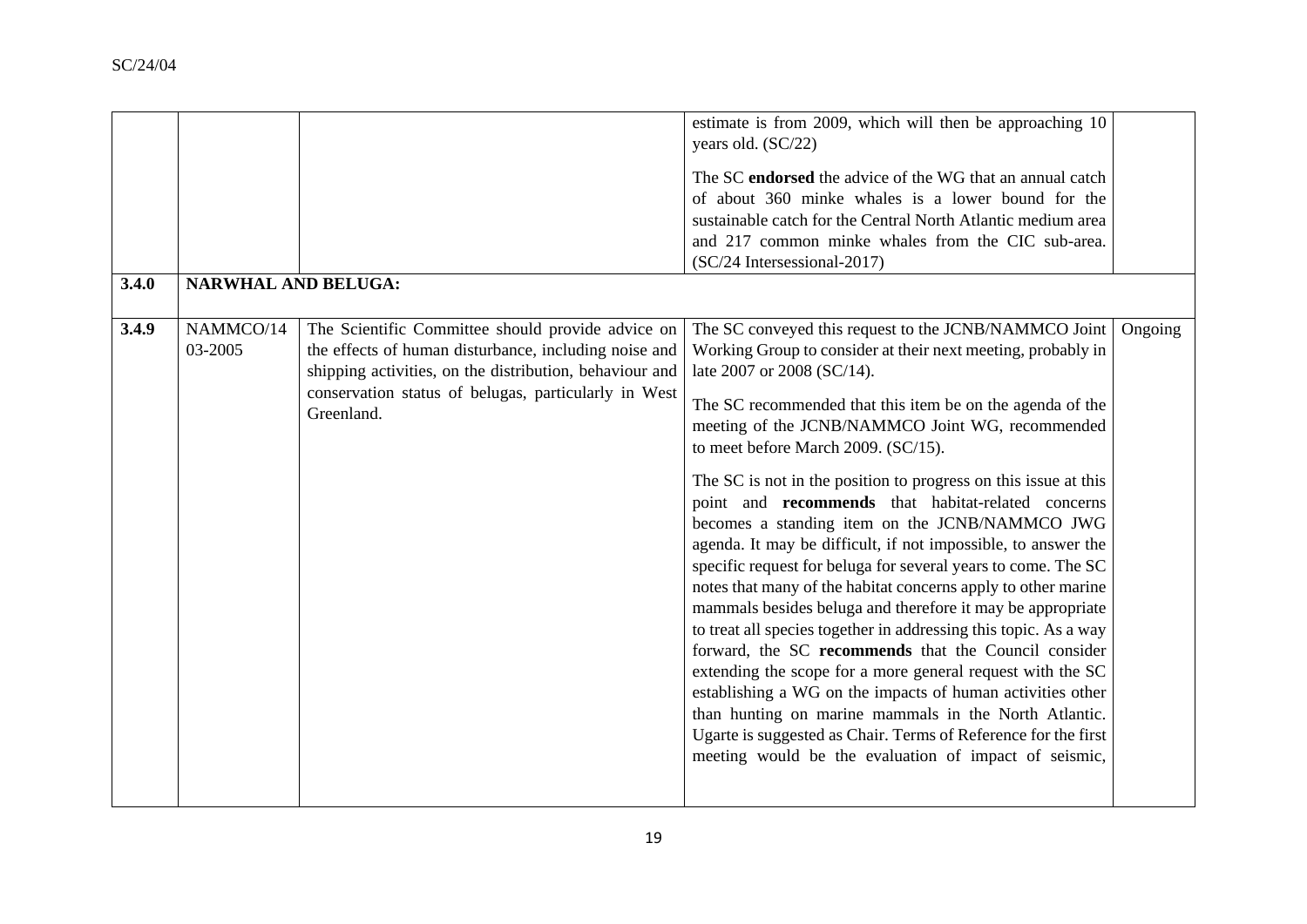| | | | | |
|---|---|---|---|---|
| | | | estimate is from 2009, which will then be approaching 10 years old. (SC/22)<br><br>The SC **endorsed** the advice of the WG that an annual catch of about 360 minke whales is a lower bound for the sustainable catch for the Central North Atlantic medium area and 217 common minke whales from the CIC sub-area. (SC/24 Intersessional-2017) | |
| **3.4.0** | **NARWHAL AND BELUGA:** | | | |
| **3.4.9** | NAMMCO/14 03-2005 | The Scientific Committee should provide advice on the effects of human disturbance, including noise and shipping activities, on the distribution, behaviour and conservation status of belugas, particularly in West Greenland. | The SC conveyed this request to the JCNB/NAMMCO Joint Working Group to consider at their next meeting, probably in late 2007 or 2008 (SC/14).<br><br>The SC recommended that this item be on the agenda of the meeting of the JCNB/NAMMCO Joint WG, recommended to meet before March 2009. (SC/15).<br><br>The SC is not in the position to progress on this issue at this point and **recommends** that habitat-related concerns becomes a standing item on the JCNB/NAMMCO JWG agenda. It may be difficult, if not impossible, to answer the specific request for beluga for several years to come. The SC notes that many of the habitat concerns apply to other marine mammals besides beluga and therefore it may be appropriate to treat all species together in addressing this topic. As a way forward, the SC **recommends** that the Council consider extending the scope for a more general request with the SC establishing a WG on the impacts of human activities other than hunting on marine mammals in the North Atlantic. Ugarte is suggested as Chair. Terms of Reference for the first meeting would be the evaluation of impact of seismic, | Ongoing |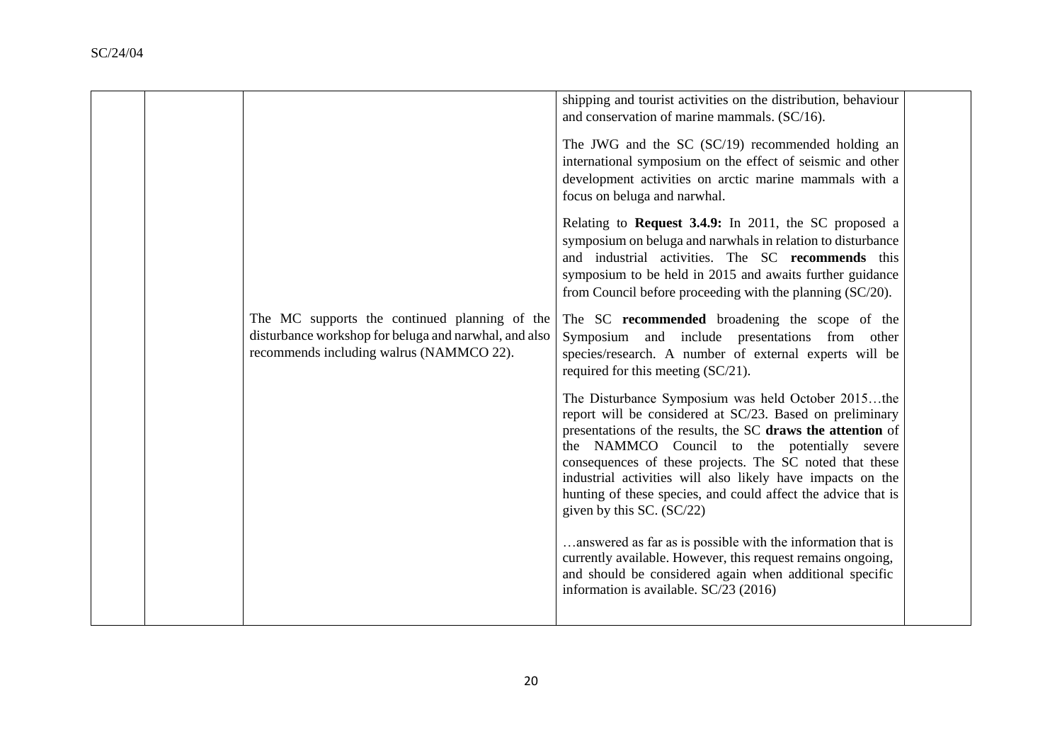| | | | | |
|---|---|---|---|---|
| | | | shipping and tourist activities on the distribution, behaviour and conservation of marine mammals. (SC/16).<br><br>The JWG and the SC (SC/19) recommended holding an international symposium on the effect of seismic and other development activities on arctic marine mammals with a focus on beluga and narwhal.<br><br>Relating to **Request 3.4.9:** In 2011, the SC proposed a symposium on beluga and narwhals in relation to disturbance and industrial activities. The SC **recommends** this symposium to be held in 2015 and awaits further guidance from Council before proceeding with the planning (SC/20). | |
| | | The MC supports the continued planning of the disturbance workshop for beluga and narwhal, and also recommends including walrus (NAMMCO 22). | The SC **recommended** broadening the scope of the Symposium and include presentations from other species/research. A number of external experts will be required for this meeting (SC/21).<br><br>The Disturbance Symposium was held October 2015…the report will be considered at SC/23. Based on preliminary presentations of the results, the SC **draws the attention** of the NAMMCO Council to the potentially severe consequences of these projects. The SC noted that these industrial activities will also likely have impacts on the hunting of these species, and could affect the advice that is given by this SC. (SC/22)<br><br>…answered as far as is possible with the information that is currently available. However, this request remains ongoing, and should be considered again when additional specific information is available. SC/23 (2016) | |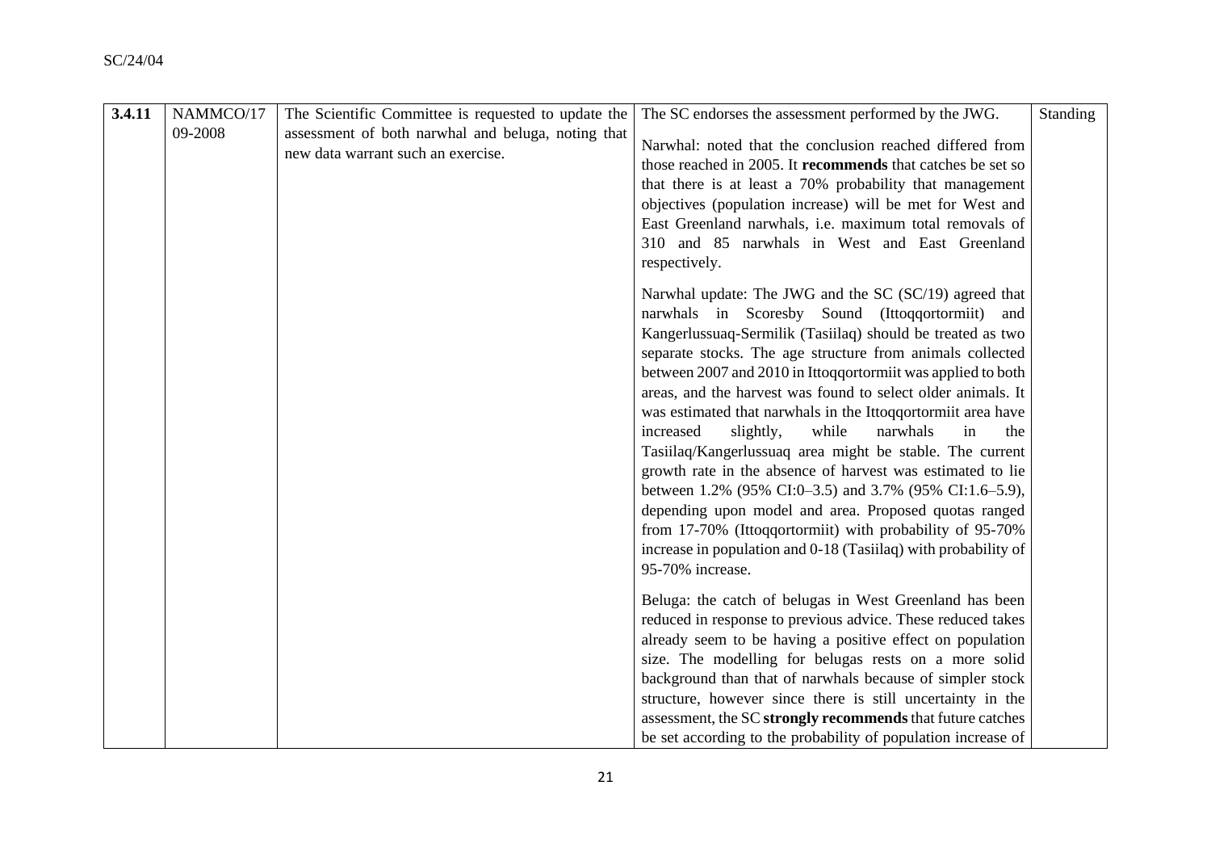| **3.4.11** | NAMMCO/17 09-2008 | The Scientific Committee is requested to update the assessment of both narwhal and beluga, noting that new data warrant such an exercise. | The SC endorses the assessment performed by the JWG.<br><br>Narwhal: noted that the conclusion reached differed from those reached in 2005. It **recommends** that catches be set so that there is at least a 70% probability that management objectives (population increase) will be met for West and East Greenland narwhals, i.e. maximum total removals of 310 and 85 narwhals in West and East Greenland respectively.<br><br>Narwhal update: The JWG and the SC (SC/19) agreed that narwhals in Scoresby Sound (Ittoqqortormiit) and Kangerlussuaq-Sermilik (Tasiilaq) should be treated as two separate stocks. The age structure from animals collected between 2007 and 2010 in Ittoqqortormiit was applied to both areas, and the harvest was found to select older animals. It was estimated that narwhals in the Ittoqqortormiit area have increased slightly, while narwhals in the Tasiilaq/Kangerlussuaq area might be stable. The current growth rate in the absence of harvest was estimated to lie between 1.2% (95% CI:0–3.5) and 3.7% (95% CI:1.6–5.9), depending upon model and area. Proposed quotas ranged from 17-70% (Ittoqqortormiit) with probability of 95-70% increase in population and 0-18 (Tasiilaq) with probability of 95-70% increase.<br><br>Beluga: the catch of belugas in West Greenland has been reduced in response to previous advice. These reduced takes already seem to be having a positive effect on population size. The modelling for belugas rests on a more solid background than that of narwhals because of simpler stock structure, however since there is still uncertainty in the assessment, the SC **strongly recommends** that future catches be set according to the probability of population increase of | Standing |
|---|---|---|---|---|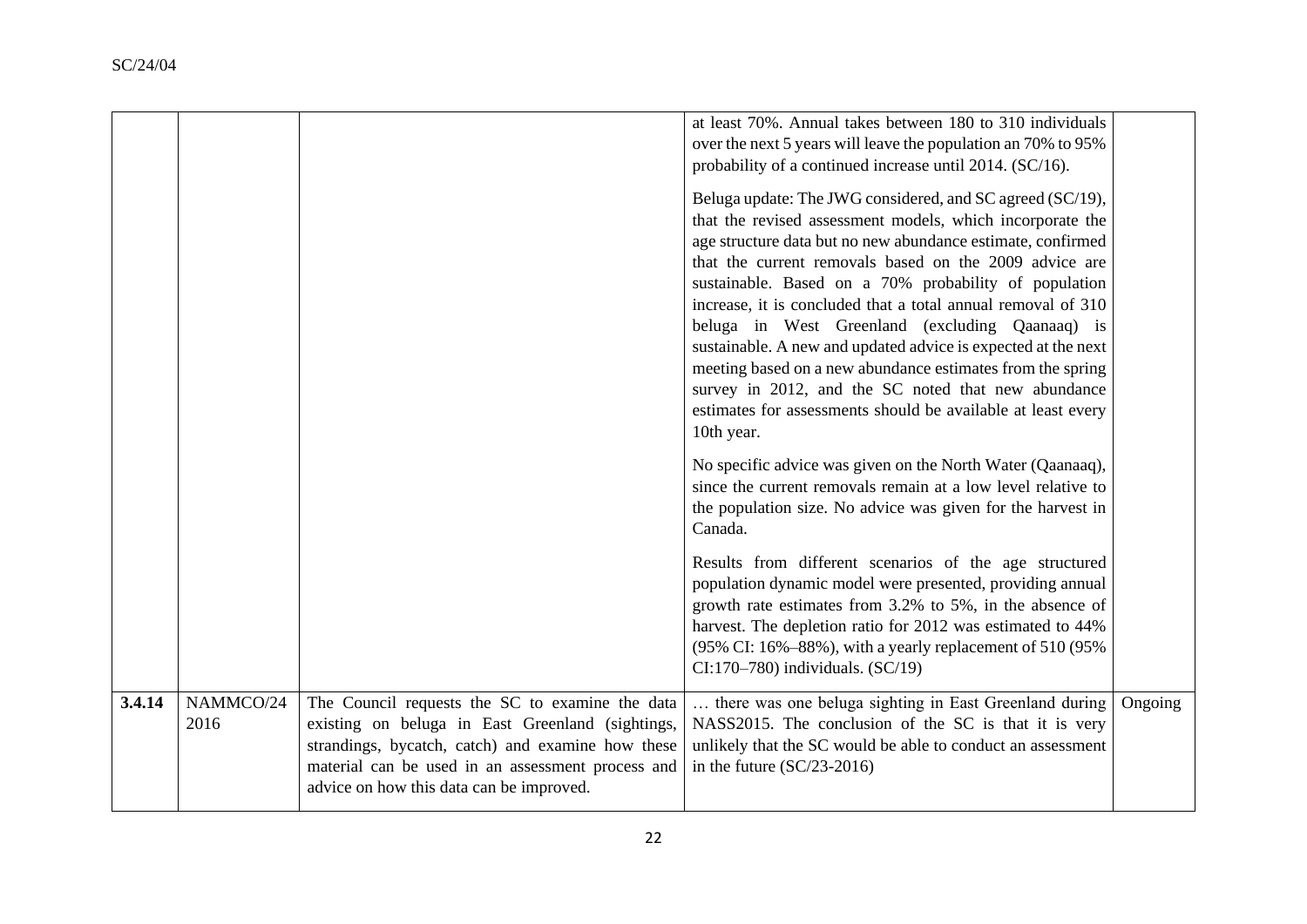|  |  |  | at least 70%. Annual takes between 180 to 310 individuals over the next 5 years will leave the population an 70% to 95% probability of a continued increase until 2014. (SC/16).<br><br>Beluga update: The JWG considered, and SC agreed (SC/19), that the revised assessment models, which incorporate the age structure data but no new abundance estimate, confirmed that the current removals based on the 2009 advice are sustainable. Based on a 70% probability of population increase, it is concluded that a total annual removal of 310 beluga in West Greenland (excluding Qaanaaq) is sustainable. A new and updated advice is expected at the next meeting based on a new abundance estimates from the spring survey in 2012, and the SC noted that new abundance estimates for assessments should be available at least every 10th year.<br><br>No specific advice was given on the North Water (Qaanaaq), since the current removals remain at a low level relative to the population size. No advice was given for the harvest in Canada.<br><br>Results from different scenarios of the age structured population dynamic model were presented, providing annual growth rate estimates from 3.2% to 5%, in the absence of harvest. The depletion ratio for 2012 was estimated to 44% (95% CI: 16%–88%), with a yearly replacement of 510 (95% CI:170–780) individuals. (SC/19) |  |
|---|---|---|---|---|
| **3.4.14** | NAMMCO/24 2016 | The Council requests the SC to examine the data existing on beluga in East Greenland (sightings, strandings, bycatch, catch) and examine how these material can be used in an assessment process and advice on how this data can be improved. | … there was one beluga sighting in East Greenland during NASS2015. The conclusion of the SC is that it is very unlikely that the SC would be able to conduct an assessment in the future (SC/23-2016) | Ongoing |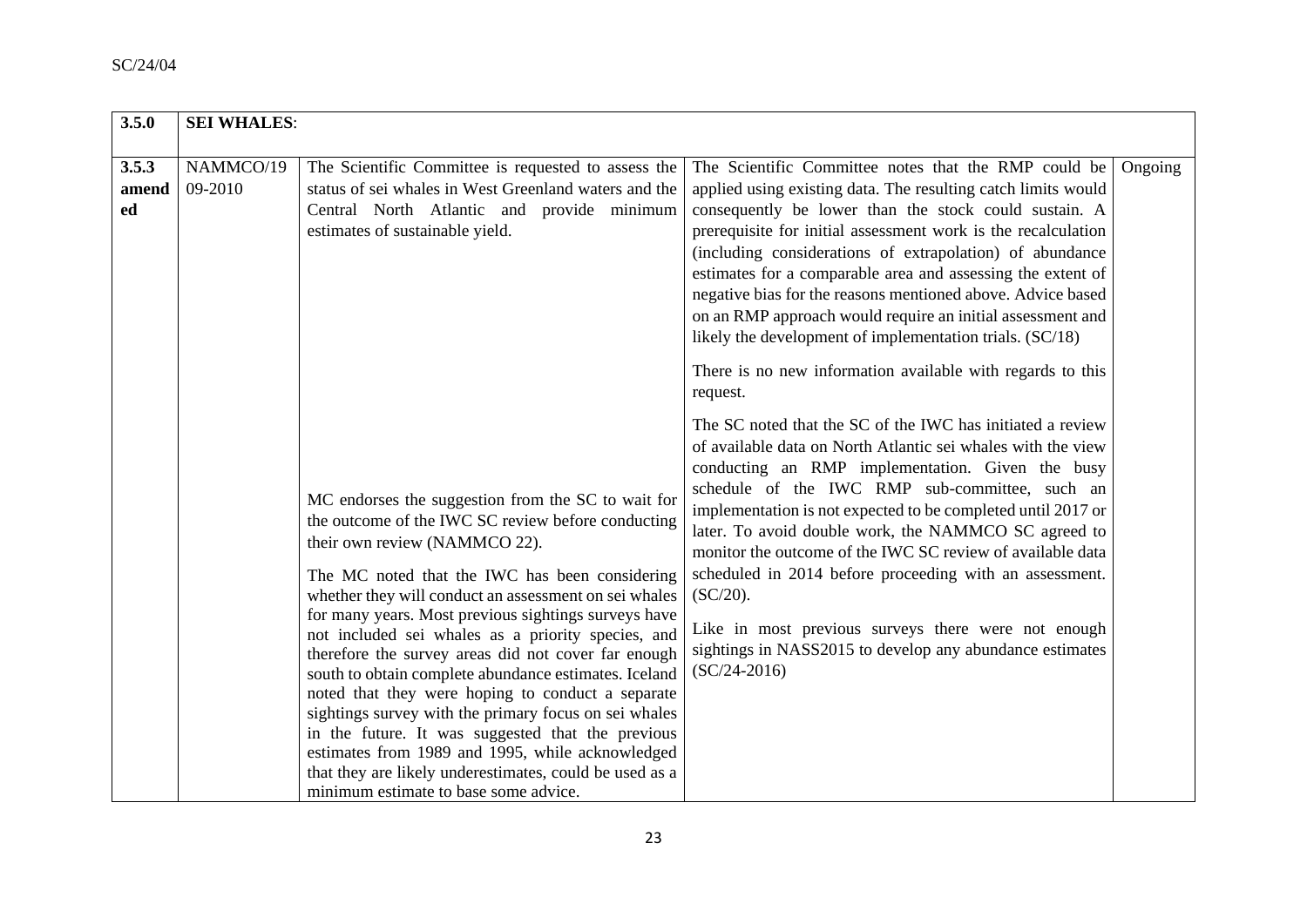| 3.5.0 | **SEI WHALES**: | | | |
|---|---|---|---|---|
| 3.5.3 amended | NAMMCO/19 09-2010 | The Scientific Committee is requested to assess the status of sei whales in West Greenland waters and the Central North Atlantic and provide minimum estimates of sustainable yield.<br><br>MC endorses the suggestion from the SC to wait for the outcome of the IWC SC review before conducting their own review (NAMMCO 22).<br><br>The MC noted that the IWC has been considering whether they will conduct an assessment on sei whales for many years. Most previous sightings surveys have not included sei whales as a priority species, and therefore the survey areas did not cover far enough south to obtain complete abundance estimates. Iceland noted that they were hoping to conduct a separate sightings survey with the primary focus on sei whales in the future. It was suggested that the previous estimates from 1989 and 1995, while acknowledged that they are likely underestimates, could be used as a minimum estimate to base some advice. | The Scientific Committee notes that the RMP could be applied using existing data. The resulting catch limits would consequently be lower than the stock could sustain. A prerequisite for initial assessment work is the recalculation (including considerations of extrapolation) of abundance estimates for a comparable area and assessing the extent of negative bias for the reasons mentioned above. Advice based on an RMP approach would require an initial assessment and likely the development of implementation trials. (SC/18)<br><br>There is no new information available with regards to this request.<br><br>The SC noted that the SC of the IWC has initiated a review of available data on North Atlantic sei whales with the view conducting an RMP implementation. Given the busy schedule of the IWC RMP sub-committee, such an implementation is not expected to be completed until 2017 or later. To avoid double work, the NAMMCO SC agreed to monitor the outcome of the IWC SC review of available data scheduled in 2014 before proceeding with an assessment. (SC/20).<br><br>Like in most previous surveys there were not enough sightings in NASS2015 to develop any abundance estimates (SC/24-2016) | Ongoing |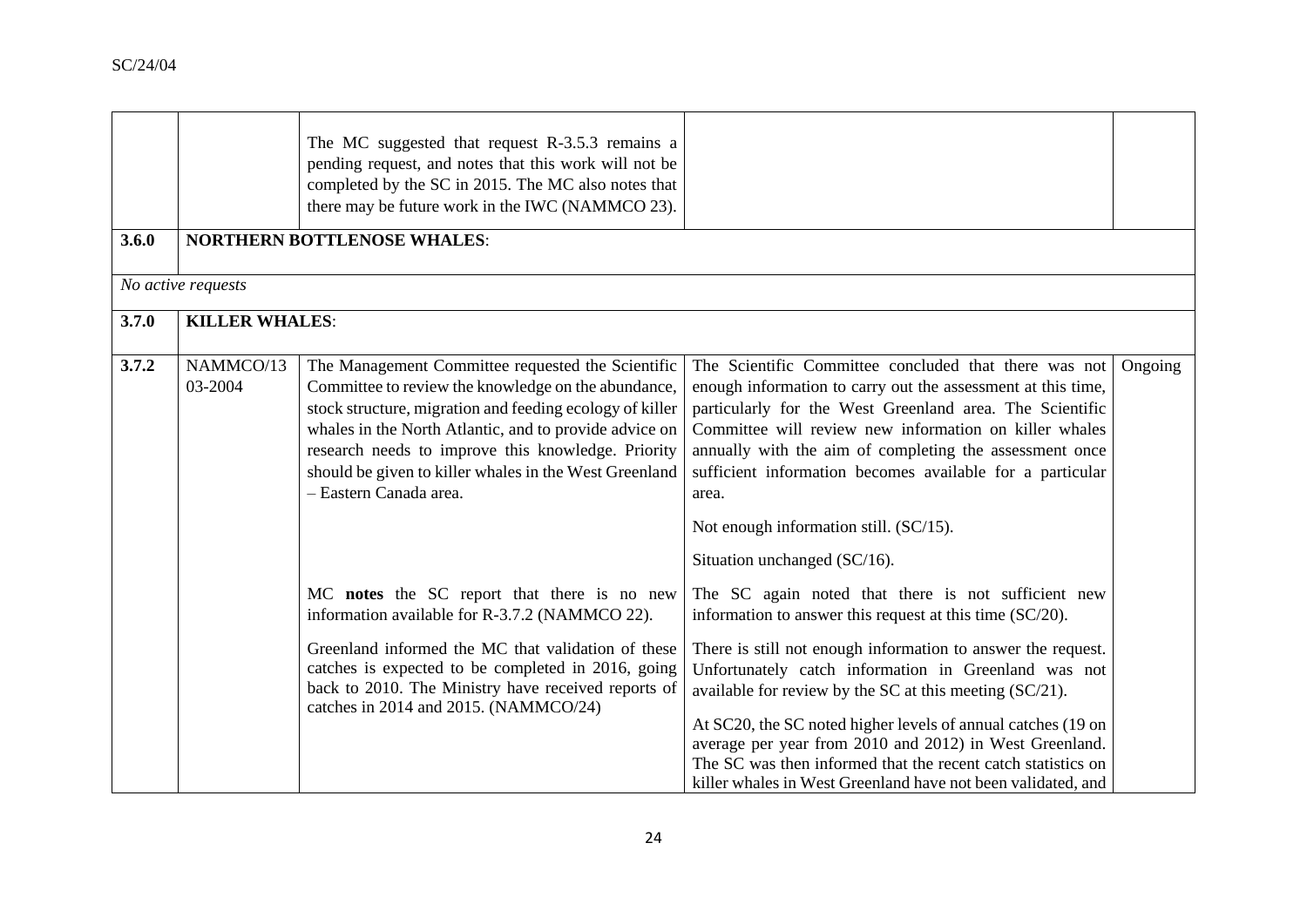| | | | | |
|---|---|---|---|---|
| | | The MC suggested that request R-3.5.3 remains a pending request, and notes that this work will not be completed by the SC in 2015. The MC also notes that there may be future work in the IWC (NAMMCO 23). | | |
| **3.6.0** | **NORTHERN BOTTLENOSE WHALES**: | | | |
| *No active requests* | | | | |
| **3.7.0** | **KILLER WHALES**: | | | |
| **3.7.2** | NAMMCO/13 03-2004 | The Management Committee requested the Scientific Committee to review the knowledge on the abundance, stock structure, migration and feeding ecology of killer whales in the North Atlantic, and to provide advice on research needs to improve this knowledge. Priority should be given to killer whales in the West Greenland – Eastern Canada area.<br><br>MC **notes** the SC report that there is no new information available for R-3.7.2 (NAMMCO 22).<br><br>Greenland informed the MC that validation of these catches is expected to be completed in 2016, going back to 2010. The Ministry have received reports of catches in 2014 and 2015. (NAMMCO/24) | The Scientific Committee concluded that there was not enough information to carry out the assessment at this time, particularly for the West Greenland area. The Scientific Committee will review new information on killer whales annually with the aim of completing the assessment once sufficient information becomes available for a particular area.<br><br>Not enough information still. (SC/15).<br><br>Situation unchanged (SC/16).<br><br>The SC again noted that there is not sufficient new information to answer this request at this time (SC/20).<br><br>There is still not enough information to answer the request. Unfortunately catch information in Greenland was not available for review by the SC at this meeting (SC/21).<br><br>At SC20, the SC noted higher levels of annual catches (19 on average per year from 2010 and 2012) in West Greenland. The SC was then informed that the recent catch statistics on killer whales in West Greenland have not been validated, and | Ongoing |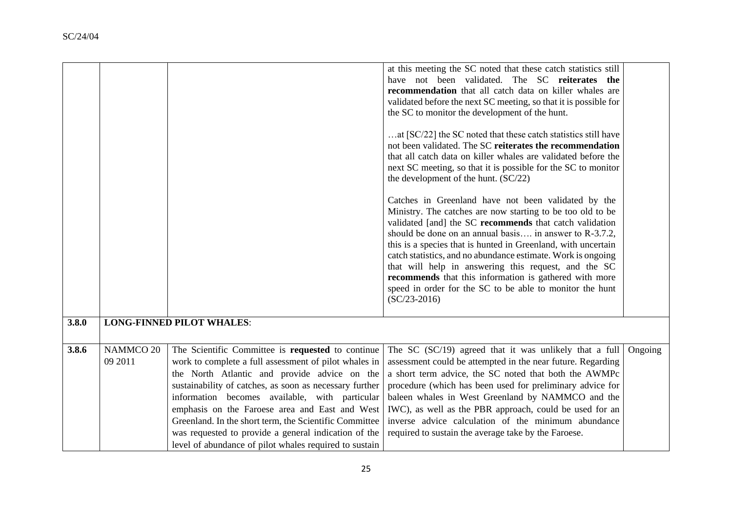| | | | | |
|---|---|---|---|---|
| | | | at this meeting the SC noted that these catch statistics still have not been validated. The SC **reiterates the recommendation** that all catch data on killer whales are validated before the next SC meeting, so that it is possible for the SC to monitor the development of the hunt.<br><br>…at [SC/22] the SC noted that these catch statistics still have not been validated. The SC **reiterates the recommendation** that all catch data on killer whales are validated before the next SC meeting, so that it is possible for the SC to monitor the development of the hunt. (SC/22)<br><br>Catches in Greenland have not been validated by the Ministry. The catches are now starting to be too old to be validated [and] the SC **recommends** that catch validation should be done on an annual basis…. in answer to R-3.7.2, this is a species that is hunted in Greenland, with uncertain catch statistics, and no abundance estimate. Work is ongoing that will help in answering this request, and the SC **recommends** that this information is gathered with more speed in order for the SC to be able to monitor the hunt (SC/23-2016) | |
| **3.8.0** | **LONG-FINNED PILOT WHALES**: | | | |
| **3.8.6** | NAMMCO 20 09 2011 | The Scientific Committee is **requested** to continue work to complete a full assessment of pilot whales in the North Atlantic and provide advice on the sustainability of catches, as soon as necessary further information becomes available, with particular emphasis on the Faroese area and East and West Greenland. In the short term, the Scientific Committee was requested to provide a general indication of the level of abundance of pilot whales required to sustain | The SC (SC/19) agreed that it was unlikely that a full assessment could be attempted in the near future. Regarding a short term advice, the SC noted that both the AWMPc procedure (which has been used for preliminary advice for baleen whales in West Greenland by NAMMCO and the IWC), as well as the PBR approach, could be used for an inverse advice calculation of the minimum abundance required to sustain the average take by the Faroese. | Ongoing |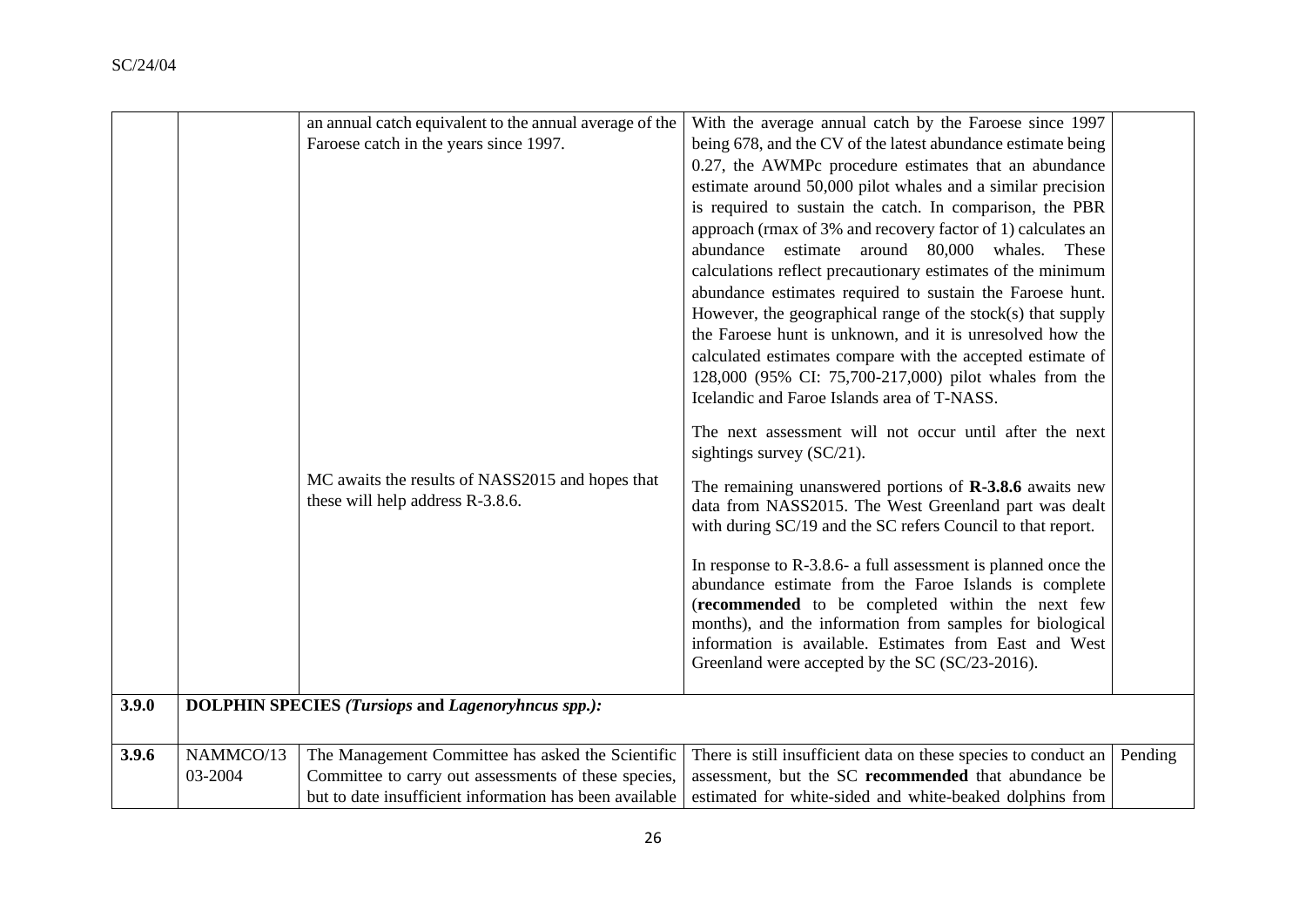| | | | | |
|---|---|---|---|---|
| | | an annual catch equivalent to the annual average of the Faroese catch in the years since 1997. | With the average annual catch by the Faroese since 1997 being 678, and the CV of the latest abundance estimate being 0.27, the AWMPc procedure estimates that an abundance estimate around 50,000 pilot whales and a similar precision is required to sustain the catch. In comparison, the PBR approach (rmax of 3% and recovery factor of 1) calculates an abundance estimate around 80,000 whales. These calculations reflect precautionary estimates of the minimum abundance estimates required to sustain the Faroese hunt. However, the geographical range of the stock(s) that supply the Faroese hunt is unknown, and it is unresolved how the calculated estimates compare with the accepted estimate of 128,000 (95% CI: 75,700-217,000) pilot whales from the Icelandic and Faroe Islands area of T-NASS.<br><br>The next assessment will not occur until after the next sightings survey (SC/21). | |
| | | MC awaits the results of NASS2015 and hopes that these will help address R-3.8.6. | The remaining unanswered portions of **R-3.8.6** awaits new data from NASS2015. The West Greenland part was dealt with during SC/19 and the SC refers Council to that report.<br><br>In response to R-3.8.6- a full assessment is planned once the abundance estimate from the Faroe Islands is complete (**recommended** to be completed within the next few months), and the information from samples for biological information is available. Estimates from East and West Greenland were accepted by the SC (SC/23-2016). | |
| **3.9.0** | **DOLPHIN SPECIES *(Tursiops* and *Lagenoryhncus spp.):*** | | | |
| **3.9.6** | NAMMCO/13 03-2004 | The Management Committee has asked the Scientific Committee to carry out assessments of these species, but to date insufficient information has been available | There is still insufficient data on these species to conduct an assessment, but the SC **recommended** that abundance be estimated for white-sided and white-beaked dolphins from | Pending |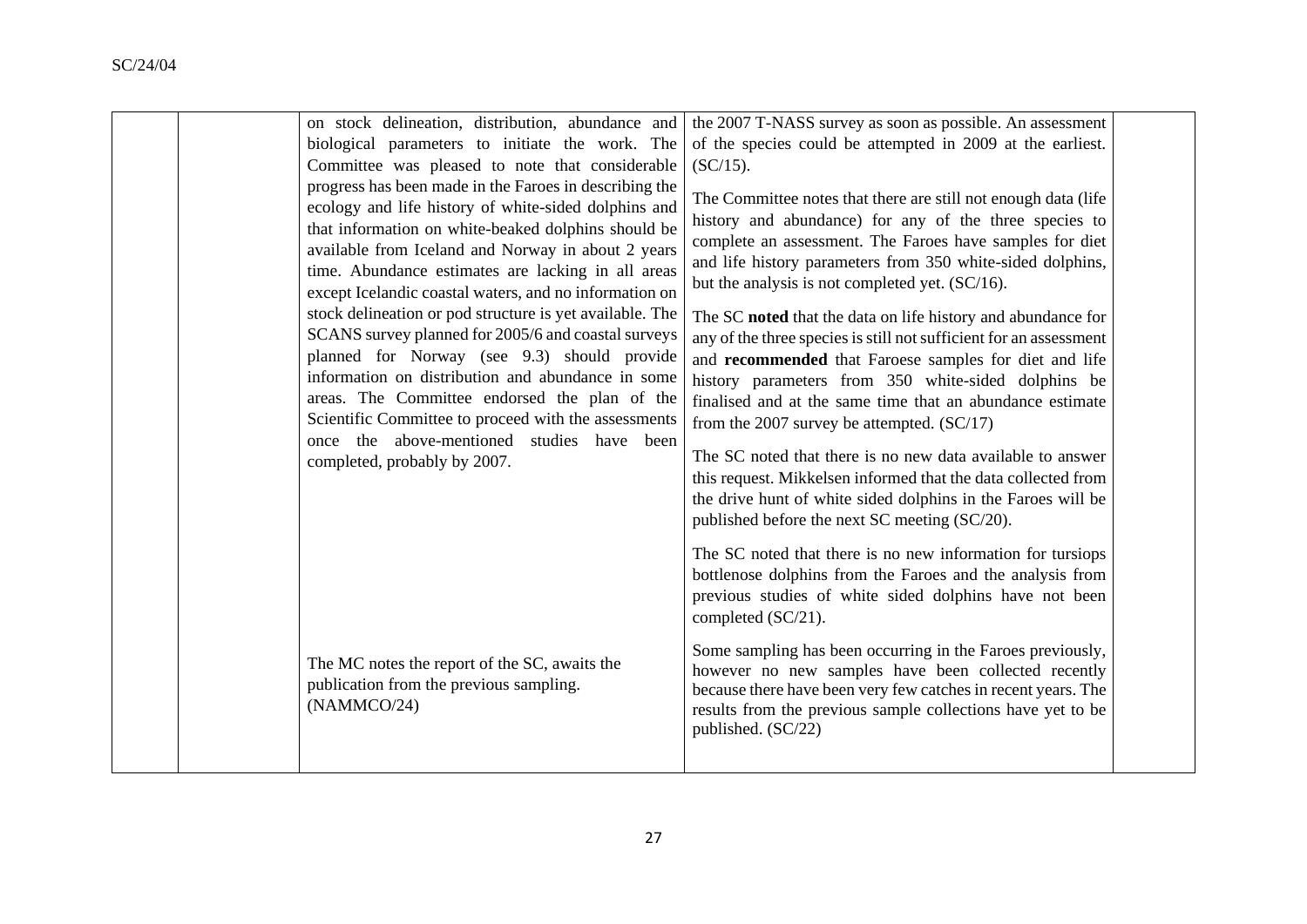| | | on stock delineation, distribution, abundance and biological parameters to initiate the work. The Committee was pleased to note that considerable progress has been made in the Faroes in describing the ecology and life history of white-sided dolphins and that information on white-beaked dolphins should be available from Iceland and Norway in about 2 years time. Abundance estimates are lacking in all areas except Icelandic coastal waters, and no information on stock delineation or pod structure is yet available. The SCANS survey planned for 2005/6 and coastal surveys planned for Norway (see 9.3) should provide information on distribution and abundance in some areas. The Committee endorsed the plan of the Scientific Committee to proceed with the assessments once the above-mentioned studies have been completed, probably by 2007. | the 2007 T-NASS survey as soon as possible. An assessment of the species could be attempted in 2009 at the earliest. (SC/15).<br><br>The Committee notes that there are still not enough data (life history and abundance) for any of the three species to complete an assessment. The Faroes have samples for diet and life history parameters from 350 white-sided dolphins, but the analysis is not completed yet. (SC/16).<br><br>The SC **noted** that the data on life history and abundance for any of the three species is still not sufficient for an assessment and **recommended** that Faroese samples for diet and life history parameters from 350 white-sided dolphins be finalised and at the same time that an abundance estimate from the 2007 survey be attempted. (SC/17)<br><br>The SC noted that there is no new data available to answer this request. Mikkelsen informed that the data collected from the drive hunt of white sided dolphins in the Faroes will be published before the next SC meeting (SC/20).<br><br>The SC noted that there is no new information for tursiops bottlenose dolphins from the Faroes and the analysis from previous studies of white sided dolphins have not been completed (SC/21). | |
|---|---|---|---|---|
| | | The MC notes the report of the SC, awaits the publication from the previous sampling. (NAMMCO/24) | Some sampling has been occurring in the Faroes previously, however no new samples have been collected recently because there have been very few catches in recent years. The results from the previous sample collections have yet to be published. (SC/22) | |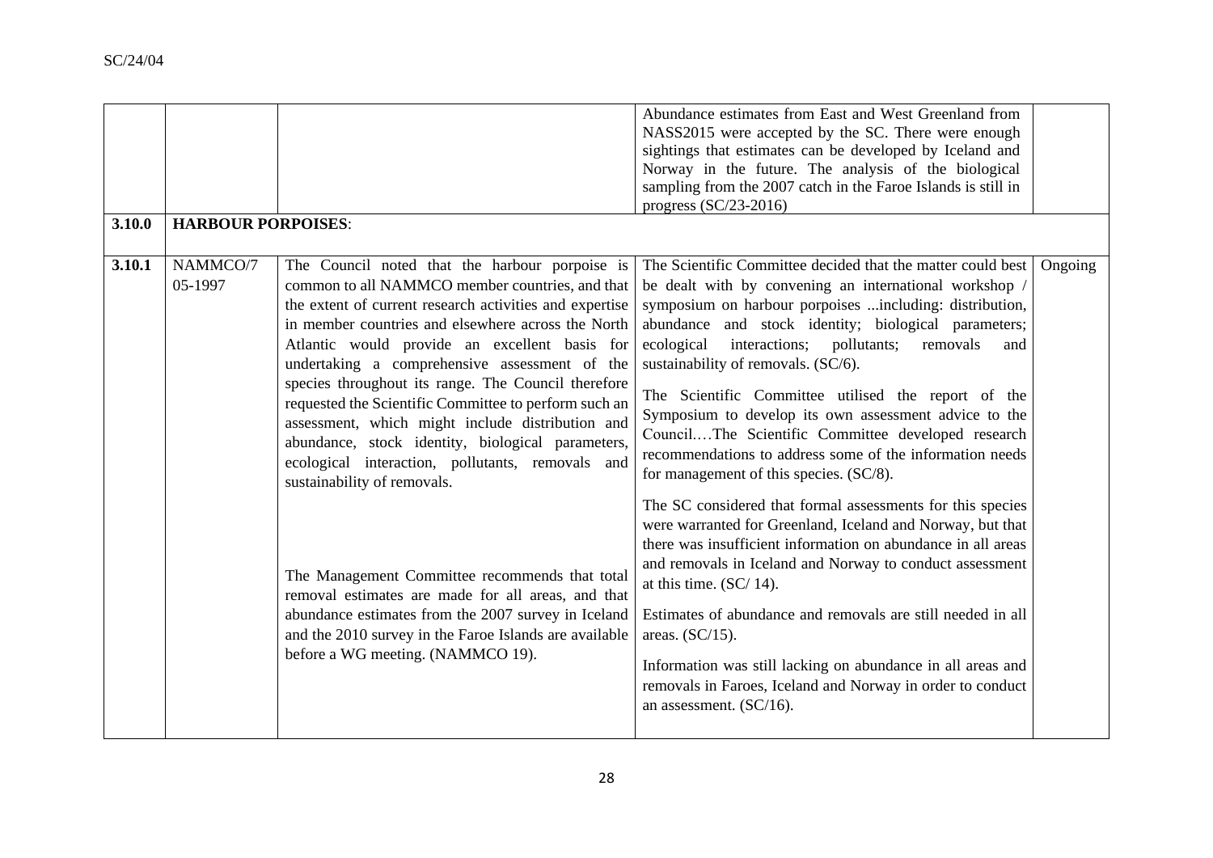| | | | Abundance estimates from East and West Greenland from NASS2015 were accepted by the SC. There were enough sightings that estimates can be developed by Iceland and Norway in the future. The analysis of the biological sampling from the 2007 catch in the Faroe Islands is still in progress (SC/23-2016) | |
|---|---|---|---|---|
| **3.10.0** | **HARBOUR PORPOISES**: | | | |
| **3.10.1** | NAMMCO/7 05-1997 | The Council noted that the harbour porpoise is common to all NAMMCO member countries, and that the extent of current research activities and expertise in member countries and elsewhere across the North Atlantic would provide an excellent basis for undertaking a comprehensive assessment of the species throughout its range. The Council therefore requested the Scientific Committee to perform such an assessment, which might include distribution and abundance, stock identity, biological parameters, ecological interaction, pollutants, removals and sustainability of removals.<br><br>The Management Committee recommends that total removal estimates are made for all areas, and that abundance estimates from the 2007 survey in Iceland and the 2010 survey in the Faroe Islands are available before a WG meeting. (NAMMCO 19). | The Scientific Committee decided that the matter could best be dealt with by convening an international workshop / symposium on harbour porpoises ...including: distribution, abundance and stock identity; biological parameters; ecological interactions; pollutants; removals and sustainability of removals. (SC/6).<br><br>The Scientific Committee utilised the report of the Symposium to develop its own assessment advice to the Council.…The Scientific Committee developed research recommendations to address some of the information needs for management of this species. (SC/8).<br><br>The SC considered that formal assessments for this species were warranted for Greenland, Iceland and Norway, but that there was insufficient information on abundance in all areas and removals in Iceland and Norway to conduct assessment at this time. (SC/ 14).<br><br>Estimates of abundance and removals are still needed in all areas. (SC/15).<br><br>Information was still lacking on abundance in all areas and removals in Faroes, Iceland and Norway in order to conduct an assessment. (SC/16). | Ongoing |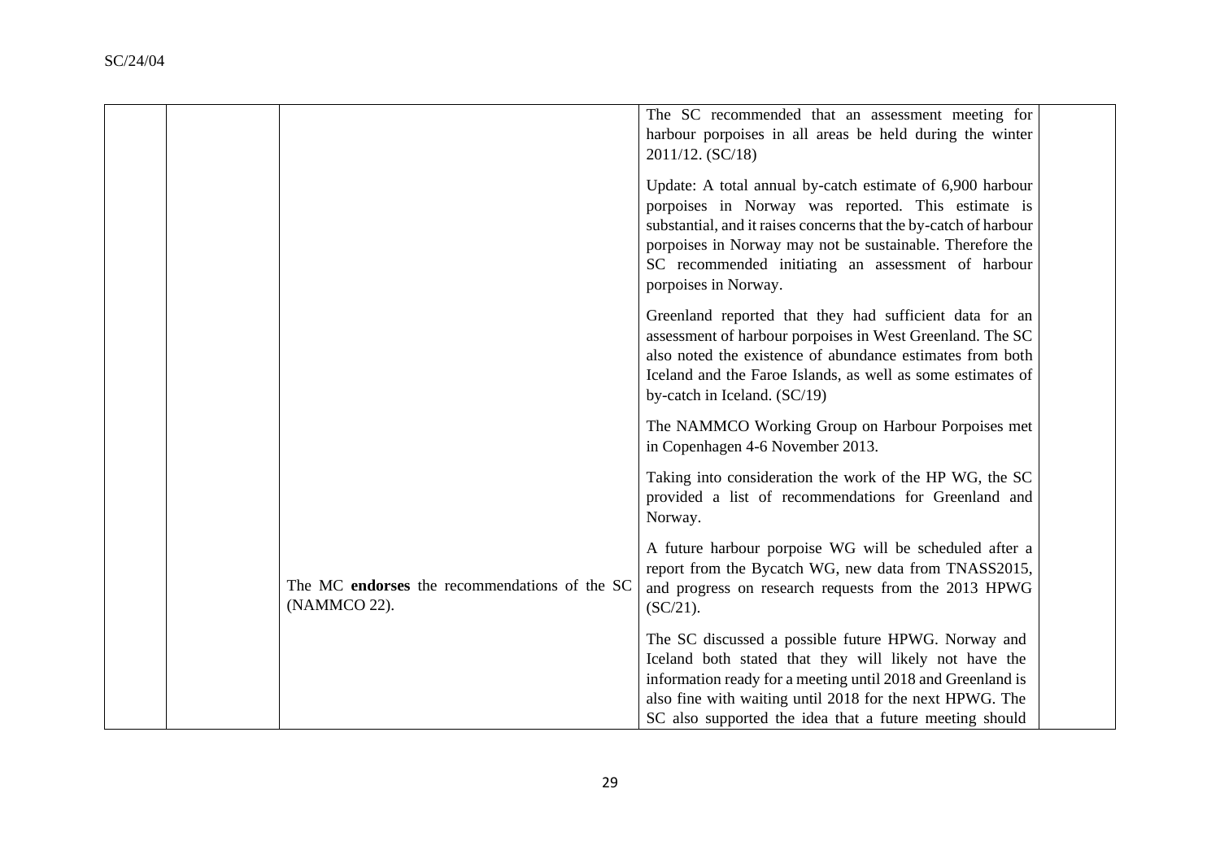| | | | | |
|---|---|---|---|---|
| | | | The SC recommended that an assessment meeting for harbour porpoises in all areas be held during the winter 2011/12. (SC/18)<br><br>Update: A total annual by-catch estimate of 6,900 harbour porpoises in Norway was reported. This estimate is substantial, and it raises concerns that the by-catch of harbour porpoises in Norway may not be sustainable. Therefore the SC recommended initiating an assessment of harbour porpoises in Norway.<br><br>Greenland reported that they had sufficient data for an assessment of harbour porpoises in West Greenland. The SC also noted the existence of abundance estimates from both Iceland and the Faroe Islands, as well as some estimates of by-catch in Iceland. (SC/19)<br><br>The NAMMCO Working Group on Harbour Porpoises met in Copenhagen 4-6 November 2013.<br><br>Taking into consideration the work of the HP WG, the SC provided a list of recommendations for Greenland and Norway. | |
| | | The MC **endorses** the recommendations of the SC (NAMMCO 22). | A future harbour porpoise WG will be scheduled after a report from the Bycatch WG, new data from TNASS2015, and progress on research requests from the 2013 HPWG (SC/21). | |
| | | | The SC discussed a possible future HPWG. Norway and Iceland both stated that they will likely not have the information ready for a meeting until 2018 and Greenland is also fine with waiting until 2018 for the next HPWG. The SC also supported the idea that a future meeting should | |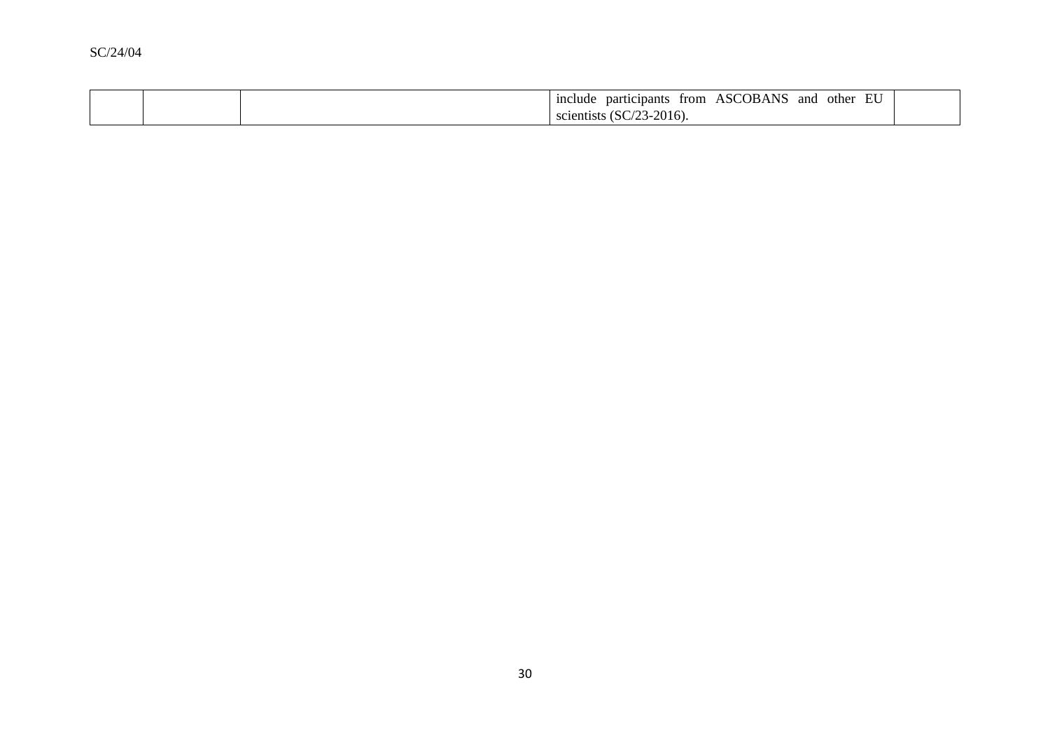| | | | | |
|---|---|---|---|---|
| | | | include participants from ASCOBANS and other EU scientists (SC/23-2016). | |